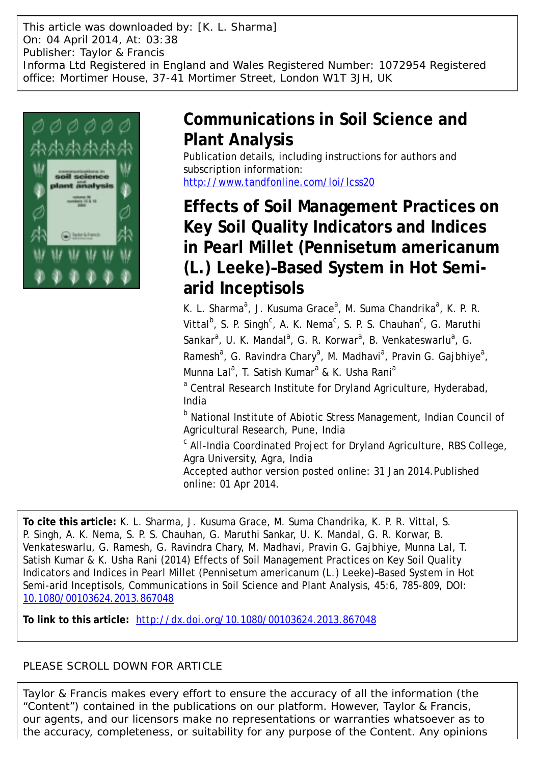This article was downloaded by: [K. L. Sharma]
On: 04 April 2014, At: 03:38
Publisher: Taylor & Francis
Informa Ltd Registered in England and Wales Registered Number: 1072954 Registered office: Mortimer House, 37-41 Mortimer Street, London W1T 3JH, UK

# Communications in Soil Science and Plant Analysis

Publication details, including instructions for authors and subscription information:
http://www.tandfonline.com/loi/lcss20

# Effects of Soil Management Practices on Key Soil Quality Indicators and Indices in Pearl Millet (Pennisetum americanum (L.) Leeke)–Based System in Hot Semi-arid Inceptisols

K. L. Sharma[a], J. Kusuma Grace[a], M. Suma Chandrika[a], K. P. R. Vittal[b], S. P. Singh[c], A. K. Nema[c], S. P. S. Chauhan[c], G. Maruthi Sankar[a], U. K. Mandal[a], G. R. Korwar[a], B. Venkateswarlu[a], G. Ramesh[a], G. Ravindra Chary[a], M. Madhavi[a], Pravin G. Gajbhiye[a], Munna Lal[a], T. Satish Kumar[a] & K. Usha Rani[a]

[a] Central Research Institute for Dryland Agriculture, Hyderabad, India

[b] National Institute of Abiotic Stress Management, Indian Council of Agricultural Research, Pune, India

[c] All-India Coordinated Project for Dryland Agriculture, RBS College, Agra University, Agra, India

Accepted author version posted online: 31 Jan 2014. Published online: 01 Apr 2014.

**To cite this article:** K. L. Sharma, J. Kusuma Grace, M. Suma Chandrika, K. P. R. Vittal, S. P. Singh, A. K. Nema, S. P. S. Chauhan, G. Maruthi Sankar, U. K. Mandal, G. R. Korwar, B. Venkateswarlu, G. Ramesh, G. Ravindra Chary, M. Madhavi, Pravin G. Gajbhiye, Munna Lal, T. Satish Kumar & K. Usha Rani (2014) Effects of Soil Management Practices on Key Soil Quality Indicators and Indices in Pearl Millet (Pennisetum americanum (L.) Leeke)–Based System in Hot Semi-arid Inceptisols, Communications in Soil Science and Plant Analysis, 45:6, 785-809, DOI: 10.1080/00103624.2013.867048

**To link to this article:** http://dx.doi.org/10.1080/00103624.2013.867048

PLEASE SCROLL DOWN FOR ARTICLE

Taylor & Francis makes every effort to ensure the accuracy of all the information (the "Content") contained in the publications on our platform. However, Taylor & Francis, our agents, and our licensors make no representations or warranties whatsoever as to the accuracy, completeness, or suitability for any purpose of the Content. Any opinions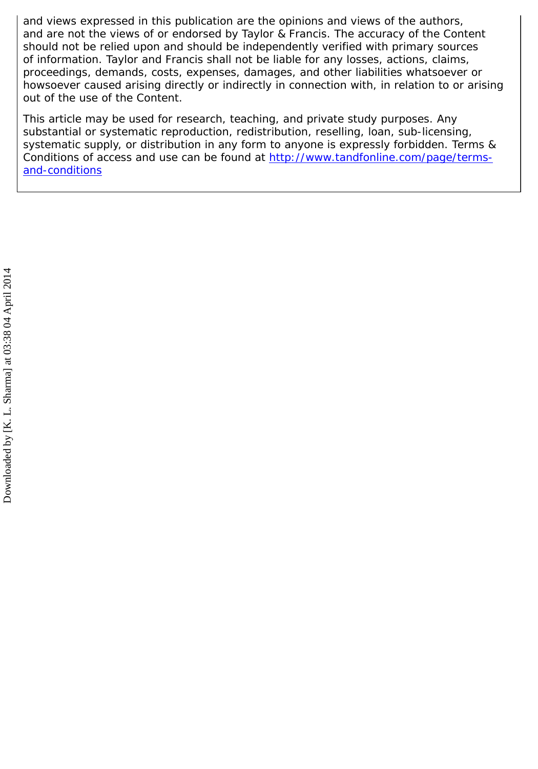and views expressed in this publication are the opinions and views of the authors, and are not the views of or endorsed by Taylor & Francis. The accuracy of the Content should not be relied upon and should be independently verified with primary sources of information. Taylor and Francis shall not be liable for any losses, actions, claims, proceedings, demands, costs, expenses, damages, and other liabilities whatsoever or howsoever caused arising directly or indirectly in connection with, in relation to or arising out of the use of the Content.

This article may be used for research, teaching, and private study purposes. Any substantial or systematic reproduction, redistribution, reselling, loan, sub-licensing, systematic supply, or distribution in any form to anyone is expressly forbidden. Terms & Conditions of access and use can be found at http://www.tandfonline.com/page/terms-and-conditions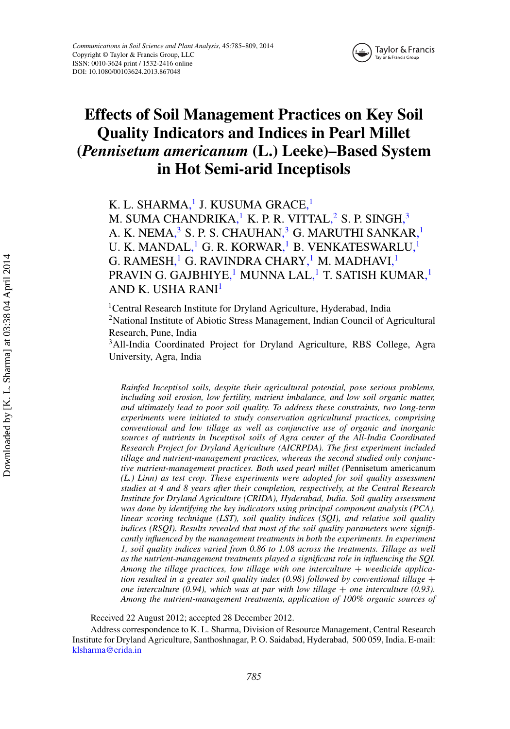# Effects of Soil Management Practices on Key Soil Quality Indicators and Indices in Pearl Millet (*Pennisetum americanum* (L.) Leeke)–Based System in Hot Semi-arid Inceptisols

K. L. SHARMA,[1] J. KUSUMA GRACE,[1] M. SUMA CHANDRIKA,[1] K. P. R. VITTAL,[2] S. P. SINGH,[3] A. K. NEMA,[3] S. P. S. CHAUHAN,[3] G. MARUTHI SANKAR,[1] U. K. MANDAL,[1] G. R. KORWAR,[1] B. VENKATESWARLU,[1] G. RAMESH,[1] G. RAVINDRA CHARY,[1] M. MADHAVI,[1] PRAVIN G. GAJBHIYE,[1] MUNNA LAL,[1] T. SATISH KUMAR,[1] AND K. USHA RANI[1]

[1]Central Research Institute for Dryland Agriculture, Hyderabad, India
[2]National Institute of Abiotic Stress Management, Indian Council of Agricultural Research, Pune, India
[3]All-India Coordinated Project for Dryland Agriculture, RBS College, Agra University, Agra, India

*Rainfed Inceptisol soils, despite their agricultural potential, pose serious problems, including soil erosion, low fertility, nutrient imbalance, and low soil organic matter, and ultimately lead to poor soil quality. To address these constraints, two long-term experiments were initiated to study conservation agricultural practices, comprising conventional and low tillage as well as conjunctive use of organic and inorganic sources of nutrients in Inceptisol soils of Agra center of the All-India Coordinated Research Project for Dryland Agriculture (AICRPDA). The first experiment included tillage and nutrient-management practices, whereas the second studied only conjunctive nutrient-management practices. Both used pearl millet (*Pennisetum americanum *(L.) Linn) as test crop. These experiments were adopted for soil quality assessment studies at 4 and 8 years after their completion, respectively, at the Central Research Institute for Dryland Agriculture (CRIDA), Hyderabad, India. Soil quality assessment was done by identifying the key indicators using principal component analysis (PCA), linear scoring technique (LST), soil quality indices (SQI), and relative soil quality indices (RSQI). Results revealed that most of the soil quality parameters were significantly influenced by the management treatments in both the experiments. In experiment 1, soil quality indices varied from 0.86 to 1.08 across the treatments. Tillage as well as the nutrient-management treatments played a significant role in influencing the SQI. Among the tillage practices, low tillage with one interculture + weedicide application resulted in a greater soil quality index (0.98) followed by conventional tillage + one interculture (0.94), which was at par with low tillage + one interculture (0.93). Among the nutrient-management treatments, application of 100% organic sources of*

Received 22 August 2012; accepted 28 December 2012.

Address correspondence to K. L. Sharma, Division of Resource Management, Central Research Institute for Dryland Agriculture, Santhoshnagar, P. O. Saidabad, Hyderabad, 500 059, India. E-mail: klsharma@crida.in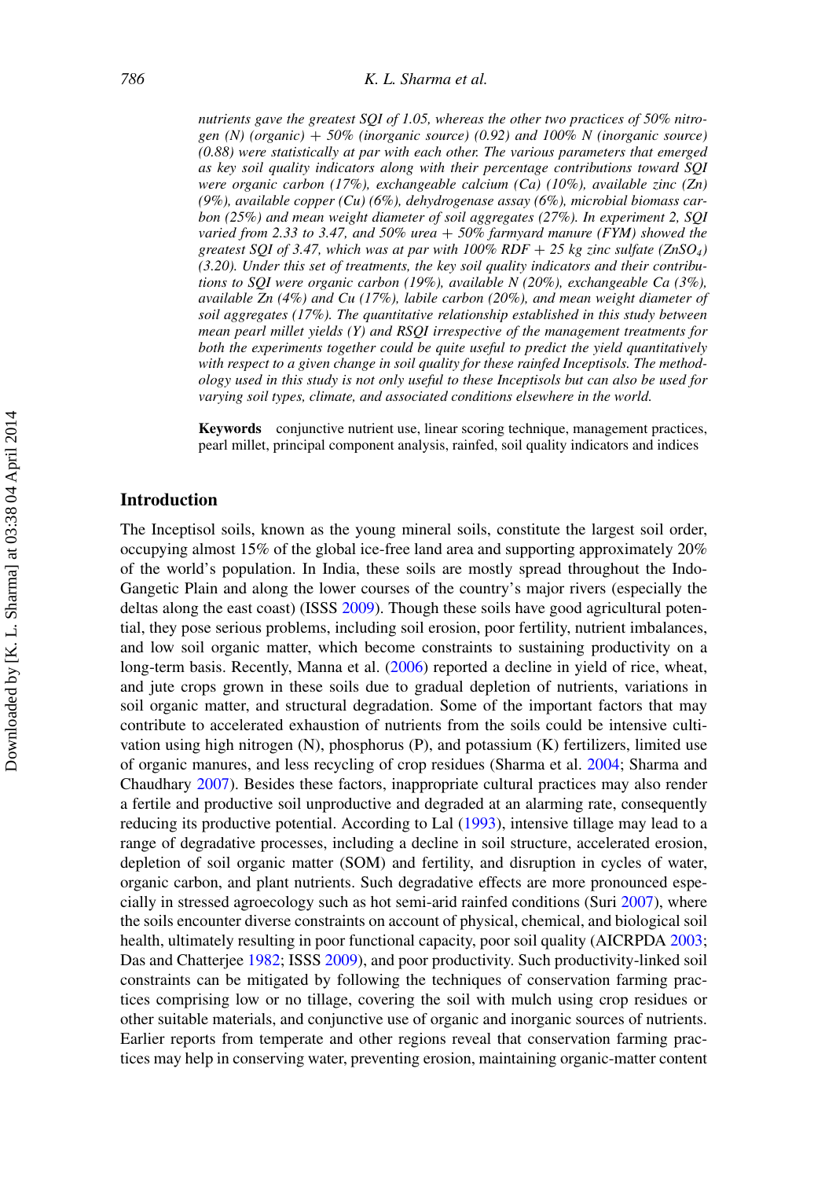*nutrients gave the greatest SQI of 1.05, whereas the other two practices of 50% nitrogen (N) (organic) + 50% (inorganic source) (0.92) and 100% N (inorganic source) (0.88) were statistically at par with each other. The various parameters that emerged as key soil quality indicators along with their percentage contributions toward SQI were organic carbon (17%), exchangeable calcium (Ca) (10%), available zinc (Zn) (9%), available copper (Cu) (6%), dehydrogenase assay (6%), microbial biomass carbon (25%) and mean weight diameter of soil aggregates (27%). In experiment 2, SQI varied from 2.33 to 3.47, and 50% urea + 50% farmyard manure (FYM) showed the greatest SQI of 3.47, which was at par with 100% RDF + 25 kg zinc sulfate ($ZnSO_4$) (3.20). Under this set of treatments, the key soil quality indicators and their contributions to SQI were organic carbon (19%), available N (20%), exchangeable Ca (3%), available Zn (4%) and Cu (17%), labile carbon (20%), and mean weight diameter of soil aggregates (17%). The quantitative relationship established in this study between mean pearl millet yields (Y) and RSQI irrespective of the management treatments for both the experiments together could be quite useful to predict the yield quantitatively with respect to a given change in soil quality for these rainfed Inceptisols. The methodology used in this study is not only useful to these Inceptisols but can also be used for varying soil types, climate, and associated conditions elsewhere in the world.*

**Keywords** conjunctive nutrient use, linear scoring technique, management practices, pearl millet, principal component analysis, rainfed, soil quality indicators and indices

## Introduction

The Inceptisol soils, known as the young mineral soils, constitute the largest soil order, occupying almost 15% of the global ice-free land area and supporting approximately 20% of the world's population. In India, these soils are mostly spread throughout the Indo-Gangetic Plain and along the lower courses of the country's major rivers (especially the deltas along the east coast) (ISSS 2009). Though these soils have good agricultural potential, they pose serious problems, including soil erosion, poor fertility, nutrient imbalances, and low soil organic matter, which become constraints to sustaining productivity on a long-term basis. Recently, Manna et al. (2006) reported a decline in yield of rice, wheat, and jute crops grown in these soils due to gradual depletion of nutrients, variations in soil organic matter, and structural degradation. Some of the important factors that may contribute to accelerated exhaustion of nutrients from the soils could be intensive cultivation using high nitrogen (N), phosphorus (P), and potassium (K) fertilizers, limited use of organic manures, and less recycling of crop residues (Sharma et al. 2004; Sharma and Chaudhary 2007). Besides these factors, inappropriate cultural practices may also render a fertile and productive soil unproductive and degraded at an alarming rate, consequently reducing its productive potential. According to Lal (1993), intensive tillage may lead to a range of degradative processes, including a decline in soil structure, accelerated erosion, depletion of soil organic matter (SOM) and fertility, and disruption in cycles of water, organic carbon, and plant nutrients. Such degradative effects are more pronounced especially in stressed agroecology such as hot semi-arid rainfed conditions (Suri 2007), where the soils encounter diverse constraints on account of physical, chemical, and biological soil health, ultimately resulting in poor functional capacity, poor soil quality (AICRPDA 2003; Das and Chatterjee 1982; ISSS 2009), and poor productivity. Such productivity-linked soil constraints can be mitigated by following the techniques of conservation farming practices comprising low or no tillage, covering the soil with mulch using crop residues or other suitable materials, and conjunctive use of organic and inorganic sources of nutrients. Earlier reports from temperate and other regions reveal that conservation farming practices may help in conserving water, preventing erosion, maintaining organic-matter content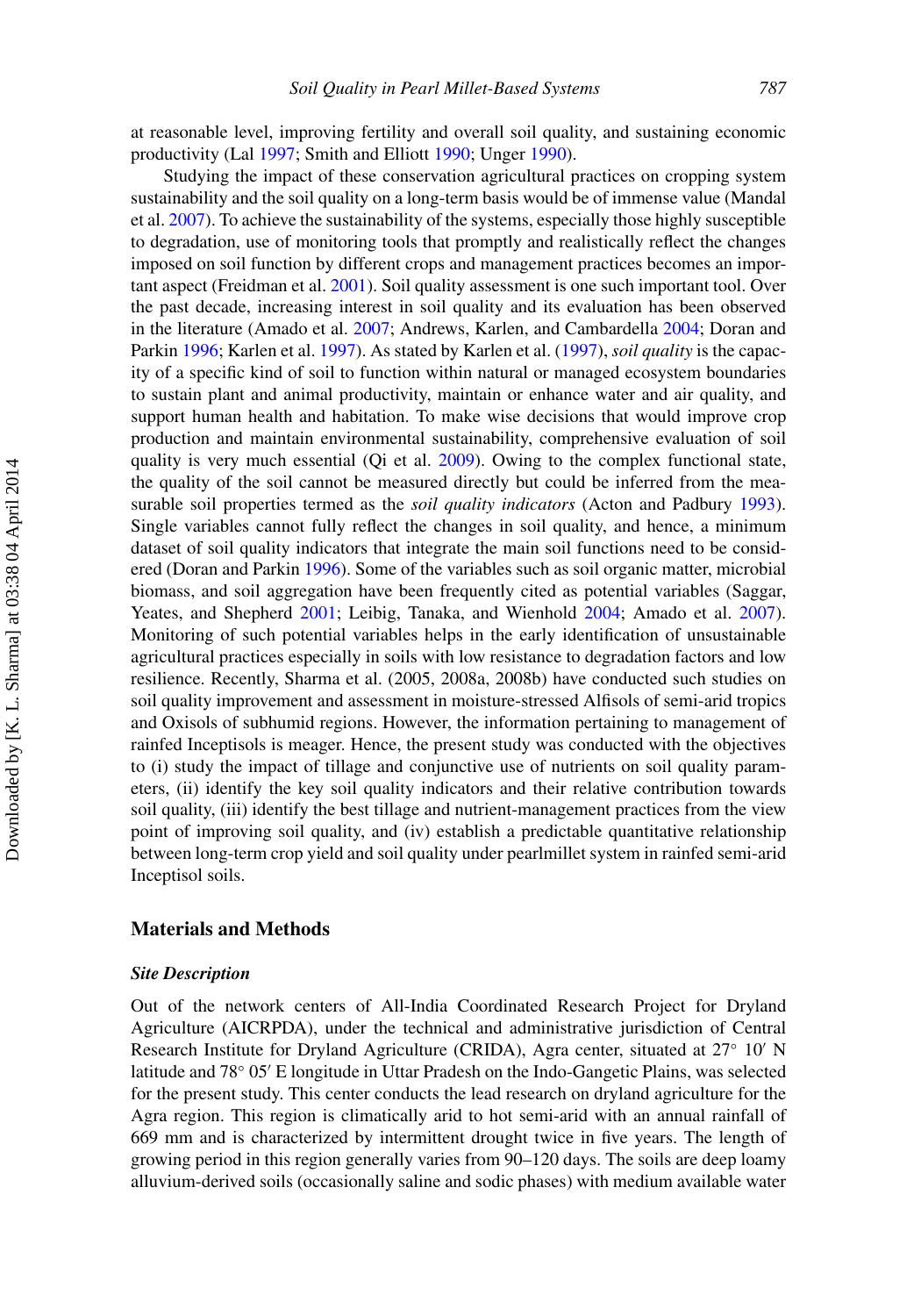at reasonable level, improving fertility and overall soil quality, and sustaining economic productivity (Lal 1997; Smith and Elliott 1990; Unger 1990).

Studying the impact of these conservation agricultural practices on cropping system sustainability and the soil quality on a long-term basis would be of immense value (Mandal et al. 2007). To achieve the sustainability of the systems, especially those highly susceptible to degradation, use of monitoring tools that promptly and realistically reflect the changes imposed on soil function by different crops and management practices becomes an important aspect (Freidman et al. 2001). Soil quality assessment is one such important tool. Over the past decade, increasing interest in soil quality and its evaluation has been observed in the literature (Amado et al. 2007; Andrews, Karlen, and Cambardella 2004; Doran and Parkin 1996; Karlen et al. 1997). As stated by Karlen et al. (1997), *soil quality* is the capacity of a specific kind of soil to function within natural or managed ecosystem boundaries to sustain plant and animal productivity, maintain or enhance water and air quality, and support human health and habitation. To make wise decisions that would improve crop production and maintain environmental sustainability, comprehensive evaluation of soil quality is very much essential (Qi et al. 2009). Owing to the complex functional state, the quality of the soil cannot be measured directly but could be inferred from the measurable soil properties termed as the *soil quality indicators* (Acton and Padbury 1993). Single variables cannot fully reflect the changes in soil quality, and hence, a minimum dataset of soil quality indicators that integrate the main soil functions need to be considered (Doran and Parkin 1996). Some of the variables such as soil organic matter, microbial biomass, and soil aggregation have been frequently cited as potential variables (Saggar, Yeates, and Shepherd 2001; Leibig, Tanaka, and Wienhold 2004; Amado et al. 2007). Monitoring of such potential variables helps in the early identification of unsustainable agricultural practices especially in soils with low resistance to degradation factors and low resilience. Recently, Sharma et al. (2005, 2008a, 2008b) have conducted such studies on soil quality improvement and assessment in moisture-stressed Alfisols of semi-arid tropics and Oxisols of subhumid regions. However, the information pertaining to management of rainfed Inceptisols is meager. Hence, the present study was conducted with the objectives to (i) study the impact of tillage and conjunctive use of nutrients on soil quality parameters, (ii) identify the key soil quality indicators and their relative contribution towards soil quality, (iii) identify the best tillage and nutrient-management practices from the view point of improving soil quality, and (iv) establish a predictable quantitative relationship between long-term crop yield and soil quality under pearlmillet system in rainfed semi-arid Inceptisol soils.

## Materials and Methods

### *Site Description*

Out of the network centers of All-India Coordinated Research Project for Dryland Agriculture (AICRPDA), under the technical and administrative jurisdiction of Central Research Institute for Dryland Agriculture (CRIDA), Agra center, situated at 27° 10′ N latitude and 78° 05′ E longitude in Uttar Pradesh on the Indo-Gangetic Plains, was selected for the present study. This center conducts the lead research on dryland agriculture for the Agra region. This region is climatically arid to hot semi-arid with an annual rainfall of 669 mm and is characterized by intermittent drought twice in five years. The length of growing period in this region generally varies from 90–120 days. The soils are deep loamy alluvium-derived soils (occasionally saline and sodic phases) with medium available water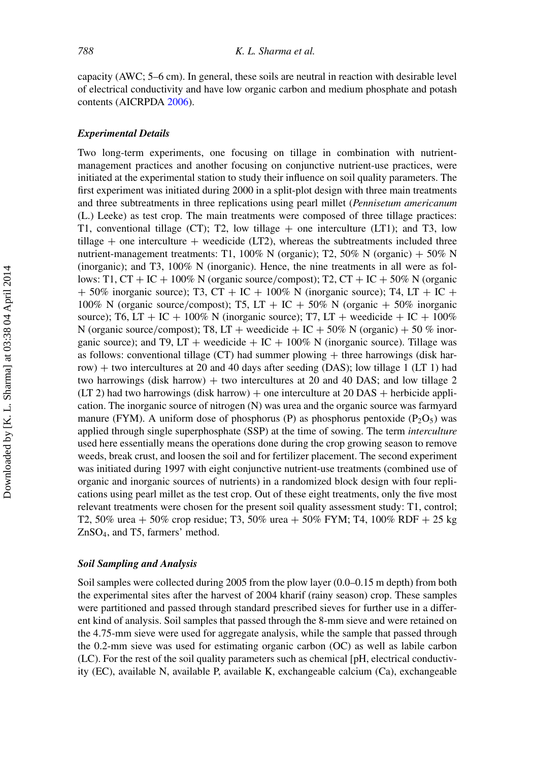capacity (AWC; 5–6 cm). In general, these soils are neutral in reaction with desirable level of electrical conductivity and have low organic carbon and medium phosphate and potash contents (AICRPDA 2006).

### *Experimental Details*

Two long-term experiments, one focusing on tillage in combination with nutrient-management practices and another focusing on conjunctive nutrient-use practices, were initiated at the experimental station to study their influence on soil quality parameters. The first experiment was initiated during 2000 in a split-plot design with three main treatments and three subtreatments in three replications using pearl millet (*Pennisetum americanum* (L.) Leeke) as test crop. The main treatments were composed of three tillage practices: T1, conventional tillage (CT); T2, low tillage + one interculture (LT1); and T3, low tillage + one interculture + weedicide (LT2), whereas the subtreatments included three nutrient-management treatments: T1, 100% N (organic); T2, 50% N (organic) + 50% N (inorganic); and T3, 100% N (inorganic). Hence, the nine treatments in all were as follows: T1, CT + IC + 100% N (organic source/compost); T2, CT + IC + 50% N (organic + 50% inorganic source); T3, CT + IC + 100% N (inorganic source); T4, LT + IC + 100% N (organic source/compost); T5, LT + IC + 50% N (organic + 50% inorganic source); T6, LT + IC + 100% N (inorganic source); T7, LT + weedicide + IC + 100% N (organic source/compost); T8, LT + weedicide + IC + 50% N (organic) + 50 % inorganic source); and T9, LT + weedicide + IC + 100% N (inorganic source). Tillage was as follows: conventional tillage (CT) had summer plowing + three harrowings (disk harrow) + two intercultures at 20 and 40 days after seeding (DAS); low tillage 1 (LT 1) had two harrowings (disk harrow) + two intercultures at 20 and 40 DAS; and low tillage 2 (LT 2) had two harrowings (disk harrow) + one interculture at 20 DAS + herbicide application. The inorganic source of nitrogen (N) was urea and the organic source was farmyard manure (FYM). A uniform dose of phosphorus (P) as phosphorus pentoxide ($P_2O_5$) was applied through single superphosphate (SSP) at the time of sowing. The term *interculture* used here essentially means the operations done during the crop growing season to remove weeds, break crust, and loosen the soil and for fertilizer placement. The second experiment was initiated during 1997 with eight conjunctive nutrient-use treatments (combined use of organic and inorganic sources of nutrients) in a randomized block design with four replications using pearl millet as the test crop. Out of these eight treatments, only the five most relevant treatments were chosen for the present soil quality assessment study: T1, control; T2, 50% urea + 50% crop residue; T3, 50% urea + 50% FYM; T4, 100% RDF + 25 kg $ZnSO_4$, and T5, farmers' method.

### *Soil Sampling and Analysis*

Soil samples were collected during 2005 from the plow layer (0.0–0.15 m depth) from both the experimental sites after the harvest of 2004 kharif (rainy season) crop. These samples were partitioned and passed through standard prescribed sieves for further use in a different kind of analysis. Soil samples that passed through the 8-mm sieve and were retained on the 4.75-mm sieve were used for aggregate analysis, while the sample that passed through the 0.2-mm sieve was used for estimating organic carbon (OC) as well as labile carbon (LC). For the rest of the soil quality parameters such as chemical [pH, electrical conductivity (EC), available N, available P, available K, exchangeable calcium (Ca), exchangeable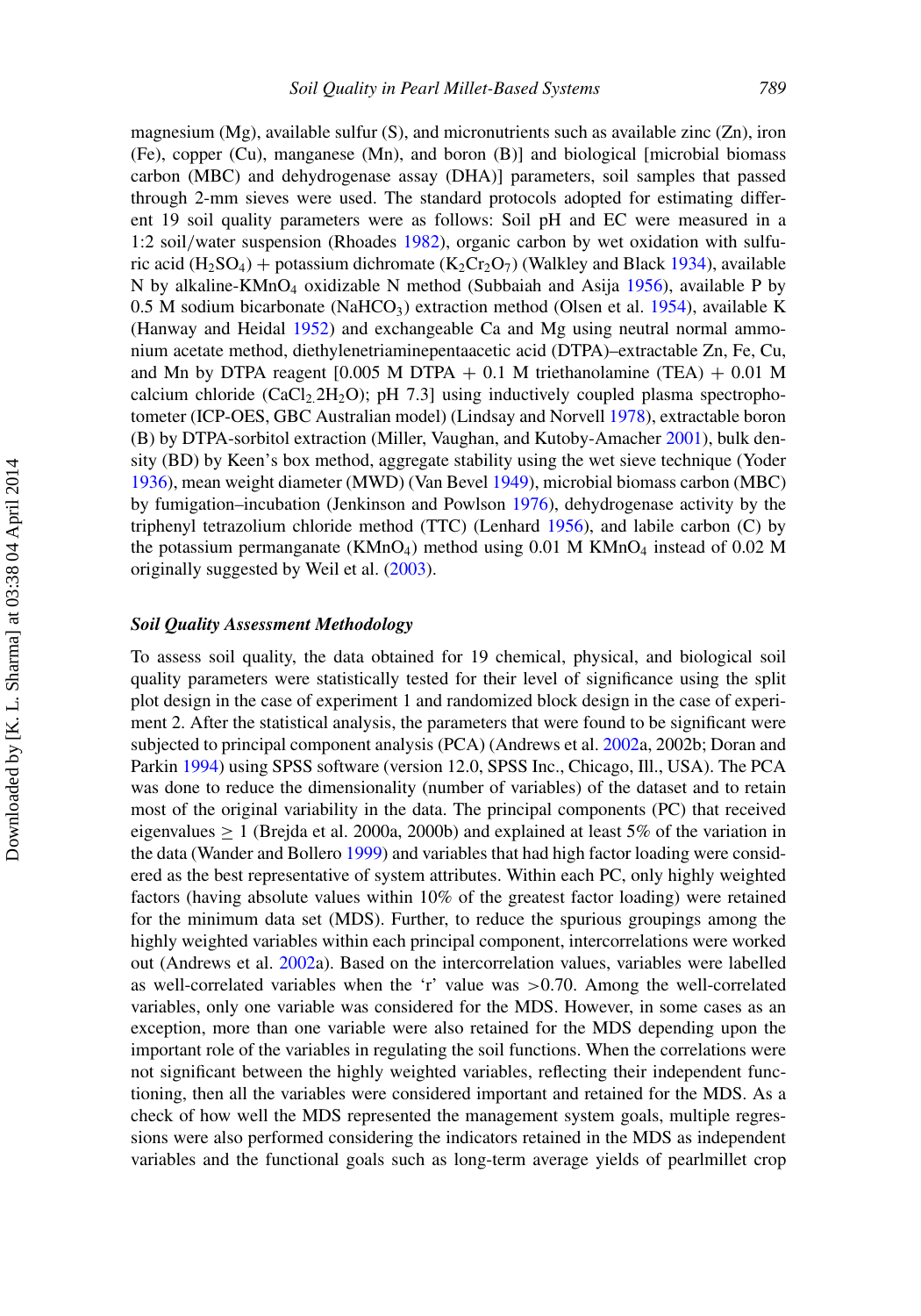magnesium (Mg), available sulfur (S), and micronutrients such as available zinc (Zn), iron (Fe), copper (Cu), manganese (Mn), and boron (B)] and biological [microbial biomass carbon (MBC) and dehydrogenase assay (DHA)] parameters, soil samples that passed through 2-mm sieves were used. The standard protocols adopted for estimating different 19 soil quality parameters were as follows: Soil pH and EC were measured in a 1:2 soil/water suspension (Rhoades 1982), organic carbon by wet oxidation with sulfuric acid ($H_2SO_4$) + potassium dichromate ($K_2Cr_2O_7$) (Walkley and Black 1934), available N by alkaline-$KMnO_4$ oxidizable N method (Subbaiah and Asija 1956), available P by 0.5 M sodium bicarbonate ($NaHCO_3$) extraction method (Olsen et al. 1954), available K (Hanway and Heidal 1952) and exchangeable Ca and Mg using neutral normal ammonium acetate method, diethylenetriaminepentaacetic acid (DTPA)–extractable Zn, Fe, Cu, and Mn by DTPA reagent [0.005 M DTPA + 0.1 M triethanolamine (TEA) + 0.01 M calcium chloride ($CaCl_2.2H_2O$); pH 7.3] using inductively coupled plasma spectrophotometer (ICP-OES, GBC Australian model) (Lindsay and Norvell 1978), extractable boron (B) by DTPA-sorbitol extraction (Miller, Vaughan, and Kutoby-Amacher 2001), bulk density (BD) by Keen's box method, aggregate stability using the wet sieve technique (Yoder 1936), mean weight diameter (MWD) (Van Bevel 1949), microbial biomass carbon (MBC) by fumigation–incubation (Jenkinson and Powlson 1976), dehydrogenase activity by the triphenyl tetrazolium chloride method (TTC) (Lenhard 1956), and labile carbon (C) by the potassium permanganate ($KMnO_4$) method using 0.01 M $KMnO_4$ instead of 0.02 M originally suggested by Weil et al. (2003).

### Soil Quality Assessment Methodology

To assess soil quality, the data obtained for 19 chemical, physical, and biological soil quality parameters were statistically tested for their level of significance using the split plot design in the case of experiment 1 and randomized block design in the case of experiment 2. After the statistical analysis, the parameters that were found to be significant were subjected to principal component analysis (PCA) (Andrews et al. 2002a, 2002b; Doran and Parkin 1994) using SPSS software (version 12.0, SPSS Inc., Chicago, Ill., USA). The PCA was done to reduce the dimensionality (number of variables) of the dataset and to retain most of the original variability in the data. The principal components (PC) that received eigenvalues $\geq 1$ (Brejda et al. 2000a, 2000b) and explained at least 5% of the variation in the data (Wander and Bollero 1999) and variables that had high factor loading were considered as the best representative of system attributes. Within each PC, only highly weighted factors (having absolute values within 10% of the greatest factor loading) were retained for the minimum data set (MDS). Further, to reduce the spurious groupings among the highly weighted variables within each principal component, intercorrelations were worked out (Andrews et al. 2002a). Based on the intercorrelation values, variables were labelled as well-correlated variables when the 'r' value was >0.70. Among the well-correlated variables, only one variable was considered for the MDS. However, in some cases as an exception, more than one variable were also retained for the MDS depending upon the important role of the variables in regulating the soil functions. When the correlations were not significant between the highly weighted variables, reflecting their independent functioning, then all the variables were considered important and retained for the MDS. As a check of how well the MDS represented the management system goals, multiple regressions were also performed considering the indicators retained in the MDS as independent variables and the functional goals such as long-term average yields of pearlmillet crop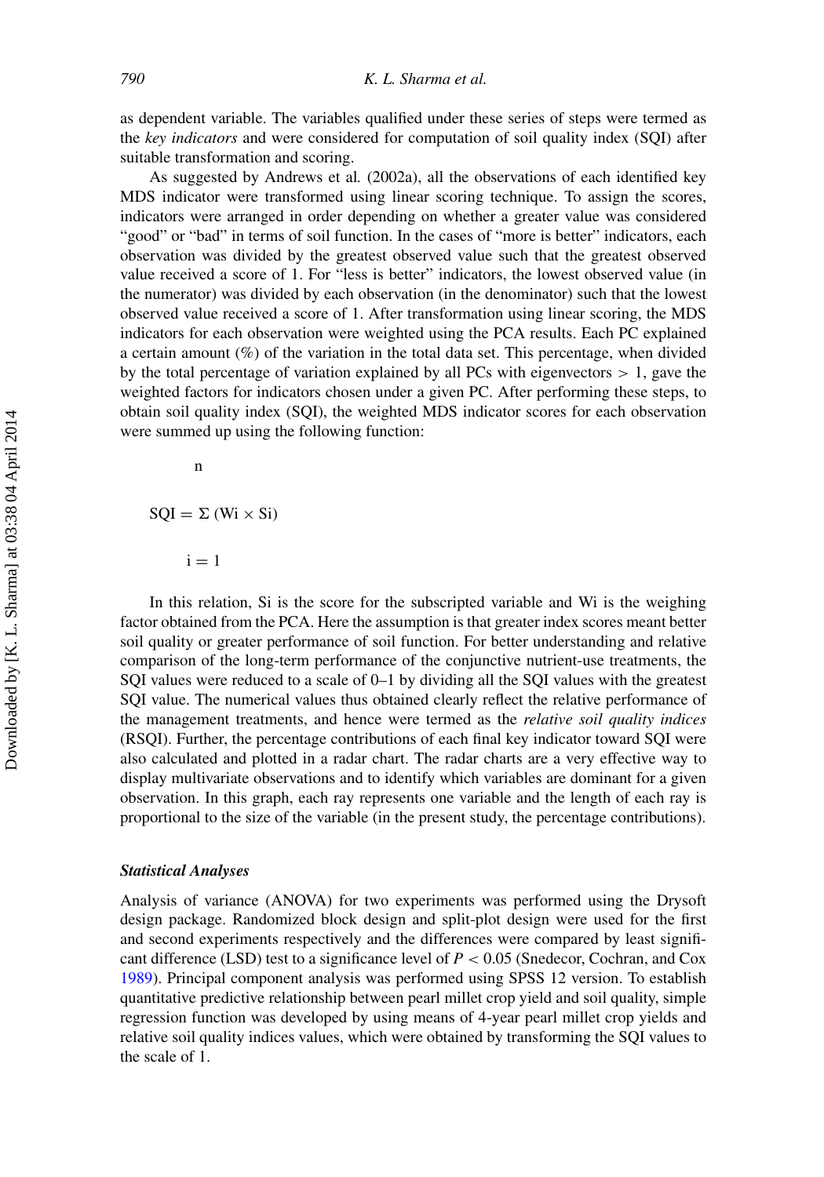as dependent variable. The variables qualified under these series of steps were termed as the *key indicators* and were considered for computation of soil quality index (SQI) after suitable transformation and scoring.

As suggested by Andrews et al. (2002a), all the observations of each identified key MDS indicator were transformed using linear scoring technique. To assign the scores, indicators were arranged in order depending on whether a greater value was considered "good" or "bad" in terms of soil function. In the cases of "more is better" indicators, each observation was divided by the greatest observed value such that the greatest observed value received a score of 1. For "less is better" indicators, the lowest observed value (in the numerator) was divided by each observation (in the denominator) such that the lowest observed value received a score of 1. After transformation using linear scoring, the MDS indicators for each observation were weighted using the PCA results. Each PC explained a certain amount (%) of the variation in the total data set. This percentage, when divided by the total percentage of variation explained by all PCs with eigenvectors > 1, gave the weighted factors for indicators chosen under a given PC. After performing these steps, to obtain soil quality index (SQI), the weighted MDS indicator scores for each observation were summed up using the following function:

$$SQI = \sum_{i=1}^{n} (Wi \times Si)$$

In this relation, Si is the score for the subscripted variable and Wi is the weighing factor obtained from the PCA. Here the assumption is that greater index scores meant better soil quality or greater performance of soil function. For better understanding and relative comparison of the long-term performance of the conjunctive nutrient-use treatments, the SQI values were reduced to a scale of 0–1 by dividing all the SQI values with the greatest SQI value. The numerical values thus obtained clearly reflect the relative performance of the management treatments, and hence were termed as the *relative soil quality indices* (RSQI). Further, the percentage contributions of each final key indicator toward SQI were also calculated and plotted in a radar chart. The radar charts are a very effective way to display multivariate observations and to identify which variables are dominant for a given observation. In this graph, each ray represents one variable and the length of each ray is proportional to the size of the variable (in the present study, the percentage contributions).

### *Statistical Analyses*

Analysis of variance (ANOVA) for two experiments was performed using the Drysoft design package. Randomized block design and split-plot design were used for the first and second experiments respectively and the differences were compared by least significant difference (LSD) test to a significance level of $P < 0.05$ (Snedecor, Cochran, and Cox 1989). Principal component analysis was performed using SPSS 12 version. To establish quantitative predictive relationship between pearl millet crop yield and soil quality, simple regression function was developed by using means of 4-year pearl millet crop yields and relative soil quality indices values, which were obtained by transforming the SQI values to the scale of 1.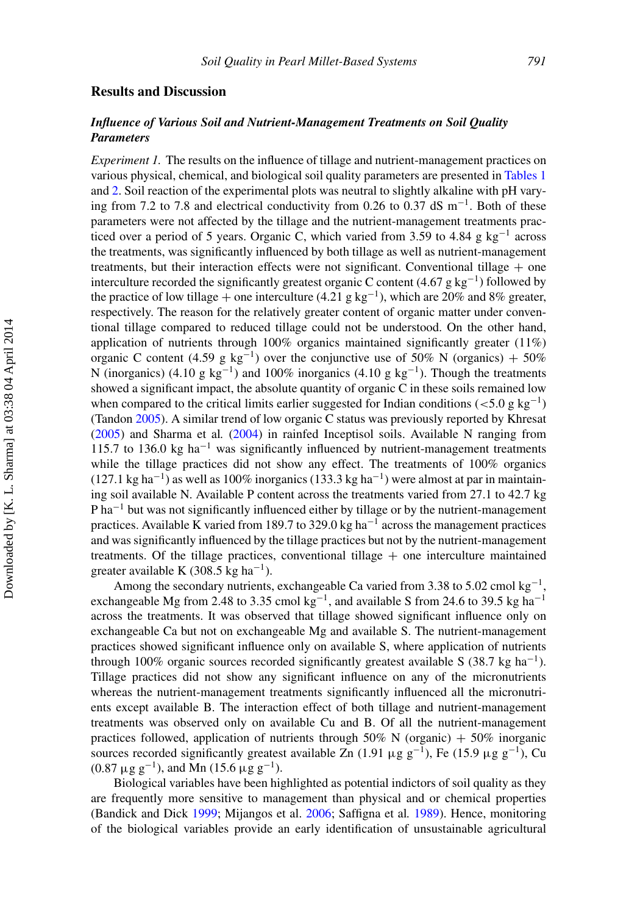## Results and Discussion

### *Influence of Various Soil and Nutrient-Management Treatments on Soil Quality Parameters*

*Experiment 1.* The results on the influence of tillage and nutrient-management practices on various physical, chemical, and biological soil quality parameters are presented in Tables 1 and 2. Soil reaction of the experimental plots was neutral to slightly alkaline with pH varying from 7.2 to 7.8 and electrical conductivity from 0.26 to 0.37 dS $m^{-1}$. Both of these parameters were not affected by the tillage and the nutrient-management treatments practiced over a period of 5 years. Organic C, which varied from 3.59 to 4.84 g $kg^{-1}$ across the treatments, was significantly influenced by both tillage as well as nutrient-management treatments, but their interaction effects were not significant. Conventional tillage + one interculture recorded the significantly greatest organic C content (4.67 g $kg^{-1}$) followed by the practice of low tillage + one interculture (4.21 g $kg^{-1}$), which are 20% and 8% greater, respectively. The reason for the relatively greater content of organic matter under conventional tillage compared to reduced tillage could not be understood. On the other hand, application of nutrients through 100% organics maintained significantly greater (11%) organic C content (4.59 g $kg^{-1}$) over the conjunctive use of 50% N (organics) + 50% N (inorganics) (4.10 g $kg^{-1}$) and 100% inorganics (4.10 g $kg^{-1}$). Though the treatments showed a significant impact, the absolute quantity of organic C in these soils remained low when compared to the critical limits earlier suggested for Indian conditions (<5.0 g $kg^{-1}$) (Tandon 2005). A similar trend of low organic C status was previously reported by Khresat (2005) and Sharma et al. (2004) in rainfed Inceptisol soils. Available N ranging from 115.7 to 136.0 kg $ha^{-1}$ was significantly influenced by nutrient-management treatments while the tillage practices did not show any effect. The treatments of 100% organics (127.1 kg $ha^{-1}$) as well as 100% inorganics (133.3 kg $ha^{-1}$) were almost at par in maintaining soil available N. Available P content across the treatments varied from 27.1 to 42.7 kg P $ha^{-1}$ but was not significantly influenced either by tillage or by the nutrient-management practices. Available K varied from 189.7 to 329.0 kg $ha^{-1}$ across the management practices and was significantly influenced by the tillage practices but not by the nutrient-management treatments. Of the tillage practices, conventional tillage + one interculture maintained greater available K (308.5 kg $ha^{-1}$).

Among the secondary nutrients, exchangeable Ca varied from 3.38 to 5.02 cmol $kg^{-1}$, exchangeable Mg from 2.48 to 3.35 cmol $kg^{-1}$, and available S from 24.6 to 39.5 kg $ha^{-1}$ across the treatments. It was observed that tillage showed significant influence only on exchangeable Ca but not on exchangeable Mg and available S. The nutrient-management practices showed significant influence only on available S, where application of nutrients through 100% organic sources recorded significantly greatest available S (38.7 kg $ha^{-1}$). Tillage practices did not show any significant influence on any of the micronutrients whereas the nutrient-management treatments significantly influenced all the micronutrients except available B. The interaction effect of both tillage and nutrient-management treatments was observed only on available Cu and B. Of all the nutrient-management practices followed, application of nutrients through 50% N (organic) + 50% inorganic sources recorded significantly greatest available Zn (1.91 $\mu g\ g^{-1}$), Fe (15.9 $\mu g\ g^{-1}$), Cu (0.87 $\mu g\ g^{-1}$), and Mn (15.6 $\mu g\ g^{-1}$).

Biological variables have been highlighted as potential indictors of soil quality as they are frequently more sensitive to management than physical and or chemical properties (Bandick and Dick 1999; Mijangos et al. 2006; Saffigna et al. 1989). Hence, monitoring of the biological variables provide an early identification of unsustainable agricultural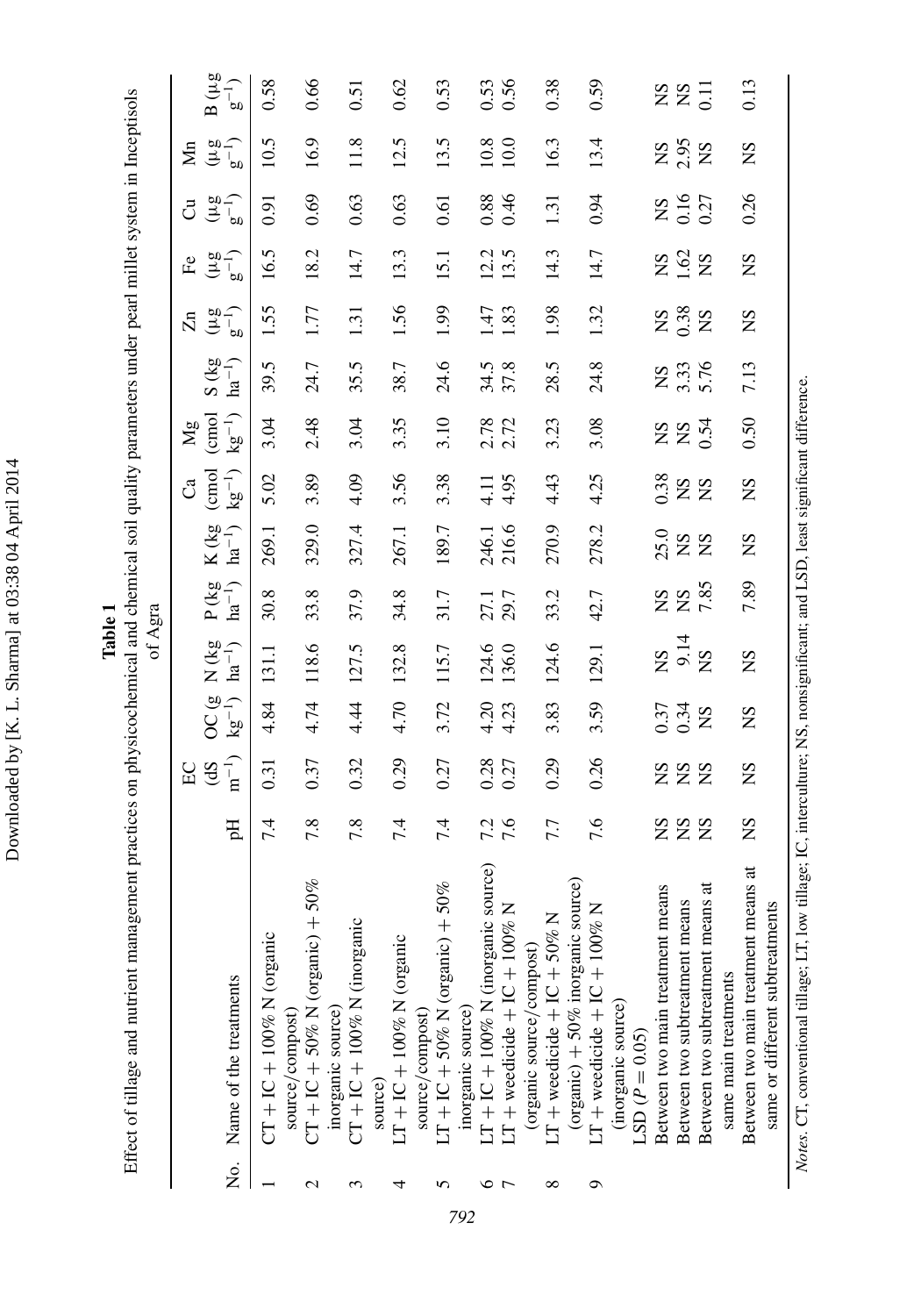**Table 1**

Effect of tillage and nutrient management practices on physicochemical and chemical soil quality parameters under pearl millet system in Inceptisols of Agra

| No. | Name of the treatments | pH | EC (dS $m^{-1}$) | OC (g $kg^{-1}$) | N (kg $ha^{-1}$) | P (kg $ha^{-1}$) | K (kg $ha^{-1}$) | Ca (cmol $kg^{-1}$) | Mg (cmol $kg^{-1}$) | S (kg $ha^{-1}$) | Zn (μg $g^{-1}$) | Fe (μg $g^{-1}$) | Cu (μg $g^{-1}$) | Mn (μg $g^{-1}$) | B (μg $g^{-1}$) |
|---|---|---|---|---|---|---|---|---|---|---|---|---|---|---|---|
| 1 | CT + IC + 100% N (organic source/compost) | 7.4 | 0.31 | 4.84 | 131.1 | 30.8 | 269.1 | 5.02 | 3.04 | 39.5 | 1.55 | 16.5 | 0.91 | 10.5 | 0.58 |
| 2 | CT + IC + 50% N (organic) + 50% inorganic source) | 7.8 | 0.37 | 4.74 | 118.6 | 33.8 | 329.0 | 3.89 | 2.48 | 24.7 | 1.77 | 18.2 | 0.69 | 16.9 | 0.66 |
| 3 | CT + IC + 100% N (inorganic source) | 7.8 | 0.32 | 4.44 | 127.5 | 37.9 | 327.4 | 4.09 | 3.04 | 35.5 | 1.31 | 14.7 | 0.63 | 11.8 | 0.51 |
| 4 | LT + IC + 100% N (organic source/compost) | 7.4 | 0.29 | 4.70 | 132.8 | 34.8 | 267.1 | 3.56 | 3.35 | 38.7 | 1.56 | 13.3 | 0.63 | 12.5 | 0.62 |
| 5 | LT + IC + 50% N (organic) + 50% inorganic source) | 7.4 | 0.27 | 3.72 | 115.7 | 31.7 | 189.7 | 3.38 | 3.10 | 24.6 | 1.99 | 15.1 | 0.61 | 13.5 | 0.53 |
| 6 | LT + IC + 100% N (inorganic source) | 7.2 | 0.28 | 4.20 | 124.6 | 27.1 | 246.1 | 4.11 | 2.78 | 34.5 | 1.47 | 12.2 | 0.88 | 10.8 | 0.53 |
| 7 | LT + weedicide + IC + 100% N (organic source/compost) | 7.6 | 0.27 | 4.23 | 136.0 | 29.7 | 216.6 | 4.95 | 2.72 | 37.8 | 1.83 | 13.5 | 0.46 | 10.0 | 0.56 |
| 8 | LT + weedicide + IC + 50% N (organic) + 50% inorganic source) | 7.7 | 0.29 | 3.83 | 124.6 | 33.2 | 270.9 | 4.43 | 3.23 | 28.5 | 1.98 | 14.3 | 1.31 | 16.3 | 0.38 |
| 9 | LT + weedicide + IC + 100% N (inorganic source) | 7.6 | 0.26 | 3.59 | 129.1 | 42.7 | 278.2 | 4.25 | 3.08 | 24.8 | 1.32 | 14.7 | 0.94 | 13.4 | 0.59 |
| | LSD ($P = 0.05$) | | | | | | | | | | | | | | |
| | Between two main treatment means | NS | NS | 0.37 | NS | NS | 25.0 | 0.38 | NS | NS | NS | NS | NS | NS | NS |
| | Between two subtreatment means | NS | NS | 0.34 | 9.14 | NS | NS | NS | NS | 3.33 | 0.38 | 1.62 | 0.16 | 2.95 | NS |
| | Between two subtreatment means at same main treatments | NS | NS | NS | NS | 7.85 | NS | NS | 0.54 | 5.76 | NS | NS | 0.27 | NS | 0.11 |
| | Between two main treatment means at same or different subtreatments | NS | NS | NS | NS | 7.89 | NS | NS | 0.50 | 7.13 | NS | NS | 0.26 | NS | 0.13 |

*Notes*. CT, conventional tillage; LT, low tillage; IC, interculture; NS, nonsignificant; and LSD, least significant difference.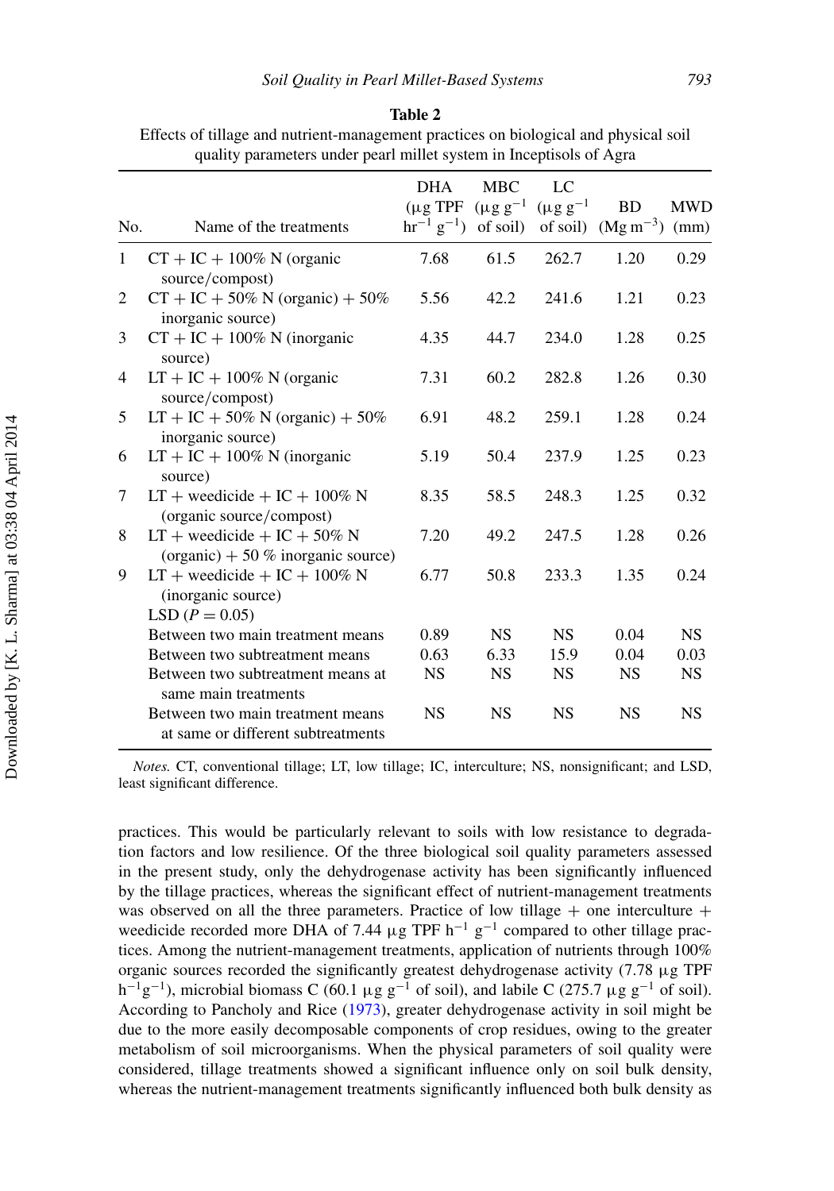**Table 2**

Effects of tillage and nutrient-management practices on biological and physical soil quality parameters under pearl millet system in Inceptisols of Agra

| No. | Name of the treatments | DHA (μg TPF $hr^{-1}$ $g^{-1}$) | MBC (μg $g^{-1}$ of soil) | LC (μg $g^{-1}$ of soil) | BD ($Mg\ m^{-3}$) | MWD (mm) |
|---|---|---|---|---|---|---|
| 1 | CT + IC + 100% N (organic source/compost) | 7.68 | 61.5 | 262.7 | 1.20 | 0.29 |
| 2 | CT + IC + 50% N (organic) + 50% inorganic source) | 5.56 | 42.2 | 241.6 | 1.21 | 0.23 |
| 3 | CT + IC + 100% N (inorganic source) | 4.35 | 44.7 | 234.0 | 1.28 | 0.25 |
| 4 | LT + IC + 100% N (organic source/compost) | 7.31 | 60.2 | 282.8 | 1.26 | 0.30 |
| 5 | LT + IC + 50% N (organic) + 50% inorganic source) | 6.91 | 48.2 | 259.1 | 1.28 | 0.24 |
| 6 | LT + IC + 100% N (inorganic source) | 5.19 | 50.4 | 237.9 | 1.25 | 0.23 |
| 7 | LT + weedicide + IC + 100% N (organic source/compost) | 8.35 | 58.5 | 248.3 | 1.25 | 0.32 |
| 8 | LT + weedicide + IC + 50% N (organic) + 50 % inorganic source) | 7.20 | 49.2 | 247.5 | 1.28 | 0.26 |
| 9 | LT + weedicide + IC + 100% N (inorganic source) | 6.77 | 50.8 | 233.3 | 1.35 | 0.24 |
| | LSD ($P = 0.05$) | | | | | |
| | Between two main treatment means | 0.89 | NS | NS | 0.04 | NS |
| | Between two subtreatment means | 0.63 | 6.33 | 15.9 | 0.04 | 0.03 |
| | Between two subtreatment means at same main treatments | NS | NS | NS | NS | NS |
| | Between two main treatment means at same or different subtreatments | NS | NS | NS | NS | NS |

*Notes.* CT, conventional tillage; LT, low tillage; IC, interculture; NS, nonsignificant; and LSD, least significant difference.

practices. This would be particularly relevant to soils with low resistance to degradation factors and low resilience. Of the three biological soil quality parameters assessed in the present study, only the dehydrogenase activity has been significantly influenced by the tillage practices, whereas the significant effect of nutrient-management treatments was observed on all the three parameters. Practice of low tillage + one interculture + weedicide recorded more DHA of 7.44 μg TPF $h^{-1}$ $g^{-1}$ compared to other tillage practices. Among the nutrient-management treatments, application of nutrients through 100% organic sources recorded the significantly greatest dehydrogenase activity (7.78 μg TPF $h^{-1}g^{-1}$), microbial biomass C (60.1 μg $g^{-1}$ of soil), and labile C (275.7 μg $g^{-1}$ of soil). According to Pancholy and Rice (1973), greater dehydrogenase activity in soil might be due to the more easily decomposable components of crop residues, owing to the greater metabolism of soil microorganisms. When the physical parameters of soil quality were considered, tillage treatments showed a significant influence only on soil bulk density, whereas the nutrient-management treatments significantly influenced both bulk density as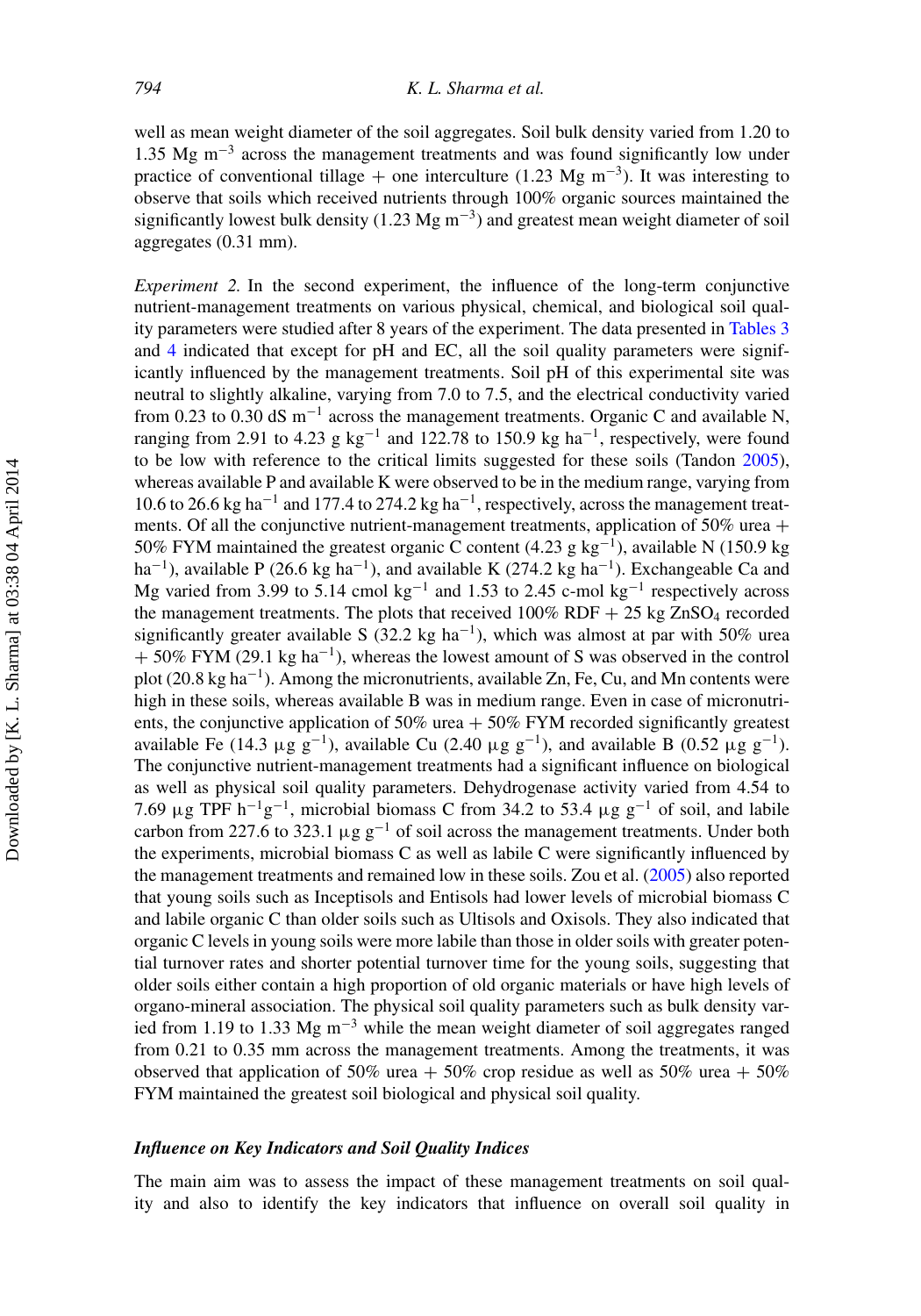well as mean weight diameter of the soil aggregates. Soil bulk density varied from 1.20 to 1.35 Mg $m^{-3}$ across the management treatments and was found significantly low under practice of conventional tillage + one interculture (1.23 Mg $m^{-3}$). It was interesting to observe that soils which received nutrients through 100% organic sources maintained the significantly lowest bulk density (1.23 Mg $m^{-3}$) and greatest mean weight diameter of soil aggregates (0.31 mm).

*Experiment 2.* In the second experiment, the influence of the long-term conjunctive nutrient-management treatments on various physical, chemical, and biological soil quality parameters were studied after 8 years of the experiment. The data presented in Tables 3 and 4 indicated that except for pH and EC, all the soil quality parameters were significantly influenced by the management treatments. Soil pH of this experimental site was neutral to slightly alkaline, varying from 7.0 to 7.5, and the electrical conductivity varied from 0.23 to 0.30 dS $m^{-1}$ across the management treatments. Organic C and available N, ranging from 2.91 to 4.23 g $kg^{-1}$ and 122.78 to 150.9 kg $ha^{-1}$, respectively, were found to be low with reference to the critical limits suggested for these soils (Tandon 2005), whereas available P and available K were observed to be in the medium range, varying from 10.6 to 26.6 kg $ha^{-1}$ and 177.4 to 274.2 kg $ha^{-1}$, respectively, across the management treatments. Of all the conjunctive nutrient-management treatments, application of 50% urea + 50% FYM maintained the greatest organic C content (4.23 g $kg^{-1}$), available N (150.9 kg $ha^{-1}$), available P (26.6 kg $ha^{-1}$), and available K (274.2 kg $ha^{-1}$). Exchangeable Ca and Mg varied from 3.99 to 5.14 cmol $kg^{-1}$ and 1.53 to 2.45 c-mol $kg^{-1}$ respectively across the management treatments. The plots that received 100% RDF + 25 kg $ZnSO_4$ recorded significantly greater available S (32.2 kg $ha^{-1}$), which was almost at par with 50% urea + 50% FYM (29.1 kg $ha^{-1}$), whereas the lowest amount of S was observed in the control plot (20.8 kg $ha^{-1}$). Among the micronutrients, available Zn, Fe, Cu, and Mn contents were high in these soils, whereas available B was in medium range. Even in case of micronutrients, the conjunctive application of 50% urea + 50% FYM recorded significantly greatest available Fe (14.3 µg $g^{-1}$), available Cu (2.40 µg $g^{-1}$), and available B (0.52 µg $g^{-1}$). The conjunctive nutrient-management treatments had a significant influence on biological as well as physical soil quality parameters. Dehydrogenase activity varied from 4.54 to 7.69 µg TPF $h^{-1}g^{-1}$, microbial biomass C from 34.2 to 53.4 µg $g^{-1}$ of soil, and labile carbon from 227.6 to 323.1 µg $g^{-1}$ of soil across the management treatments. Under both the experiments, microbial biomass C as well as labile C were significantly influenced by the management treatments and remained low in these soils. Zou et al. (2005) also reported that young soils such as Inceptisols and Entisols had lower levels of microbial biomass C and labile organic C than older soils such as Ultisols and Oxisols. They also indicated that organic C levels in young soils were more labile than those in older soils with greater potential turnover rates and shorter potential turnover time for the young soils, suggesting that older soils either contain a high proportion of old organic materials or have high levels of organo-mineral association. The physical soil quality parameters such as bulk density varied from 1.19 to 1.33 Mg $m^{-3}$ while the mean weight diameter of soil aggregates ranged from 0.21 to 0.35 mm across the management treatments. Among the treatments, it was observed that application of 50% urea + 50% crop residue as well as 50% urea + 50% FYM maintained the greatest soil biological and physical soil quality.

### *Influence on Key Indicators and Soil Quality Indices*

The main aim was to assess the impact of these management treatments on soil quality and also to identify the key indicators that influence on overall soil quality in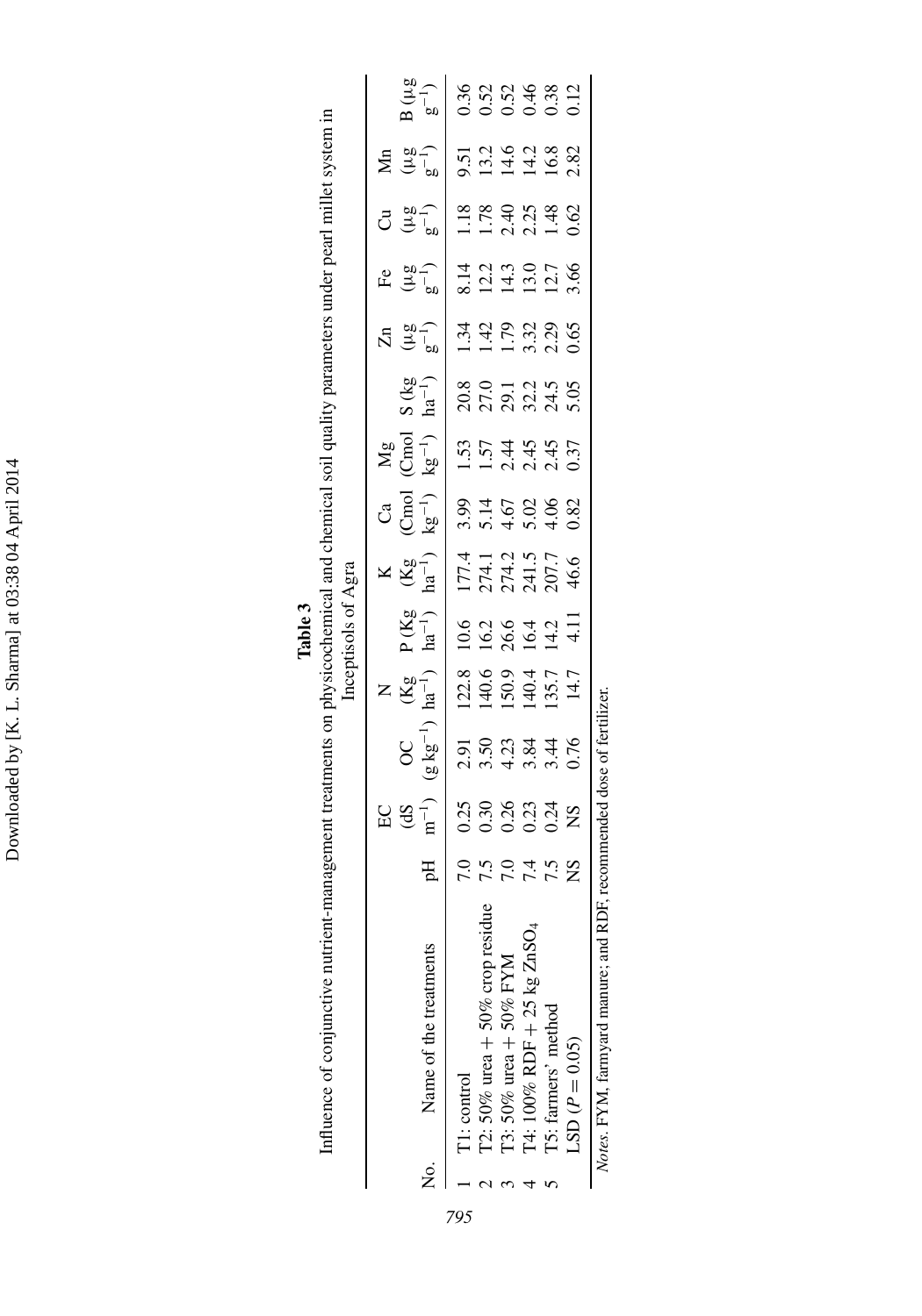**Table 3**

Influence of conjunctive nutrient-management treatments on physicochemical and chemical soil quality parameters under pearl millet system in Inceptisols of Agra

| No. | Name of the treatments | pH | EC (dS $m^{-1}$) | OC (g $kg^{-1}$) | N (Kg $ha^{-1}$) | P (Kg $ha^{-1}$) | K (Kg $ha^{-1}$) | Ca (Cmol $kg^{-1}$) | Mg (Cmol $kg^{-1}$) | S (kg $ha^{-1}$) | Zn (μg $g^{-1}$) | Fe (μg $g^{-1}$) | Cu (μg $g^{-1}$) | Mn (μg $g^{-1}$) | B (μg $g^{-1}$) |
|---|---|---|---|---|---|---|---|---|---|---|---|---|---|---|---|
| 1 | T1: control | 7.0 | 0.25 | 2.91 | 122.8 | 10.6 | 177.4 | 3.99 | 1.53 | 20.8 | 1.34 | 8.14 | 1.18 | 9.51 | 0.36 |
| 2 | T2: 50% urea + 50% crop residue | 7.5 | 0.30 | 3.50 | 140.6 | 16.2 | 274.1 | 5.14 | 1.57 | 27.0 | 1.42 | 12.2 | 1.78 | 13.2 | 0.52 |
| 3 | T3: 50% urea + 50% FYM | 7.0 | 0.26 | 4.23 | 150.9 | 26.6 | 274.2 | 4.67 | 2.44 | 29.1 | 1.79 | 14.3 | 2.40 | 14.6 | 0.52 |
| 4 | T4: 100% RDF + 25 kg $ZnSO_4$ | 7.4 | 0.23 | 3.84 | 140.4 | 16.4 | 241.5 | 5.02 | 2.45 | 32.2 | 3.32 | 13.0 | 2.25 | 14.2 | 0.46 |
| 5 | T5: farmers' method | 7.5 | 0.24 | 3.44 | 135.7 | 14.2 | 207.7 | 4.06 | 2.45 | 24.5 | 2.29 | 12.7 | 1.48 | 16.8 | 0.38 |
| | LSD ($P = 0.05$) | NS | NS | 0.76 | 14.7 | 4.11 | 46.6 | 0.82 | 0.37 | 5.05 | 0.65 | 3.66 | 0.62 | 2.82 | 0.12 |

*Notes*. FYM, farmyard manure; and RDF, recommended dose of fertilizer.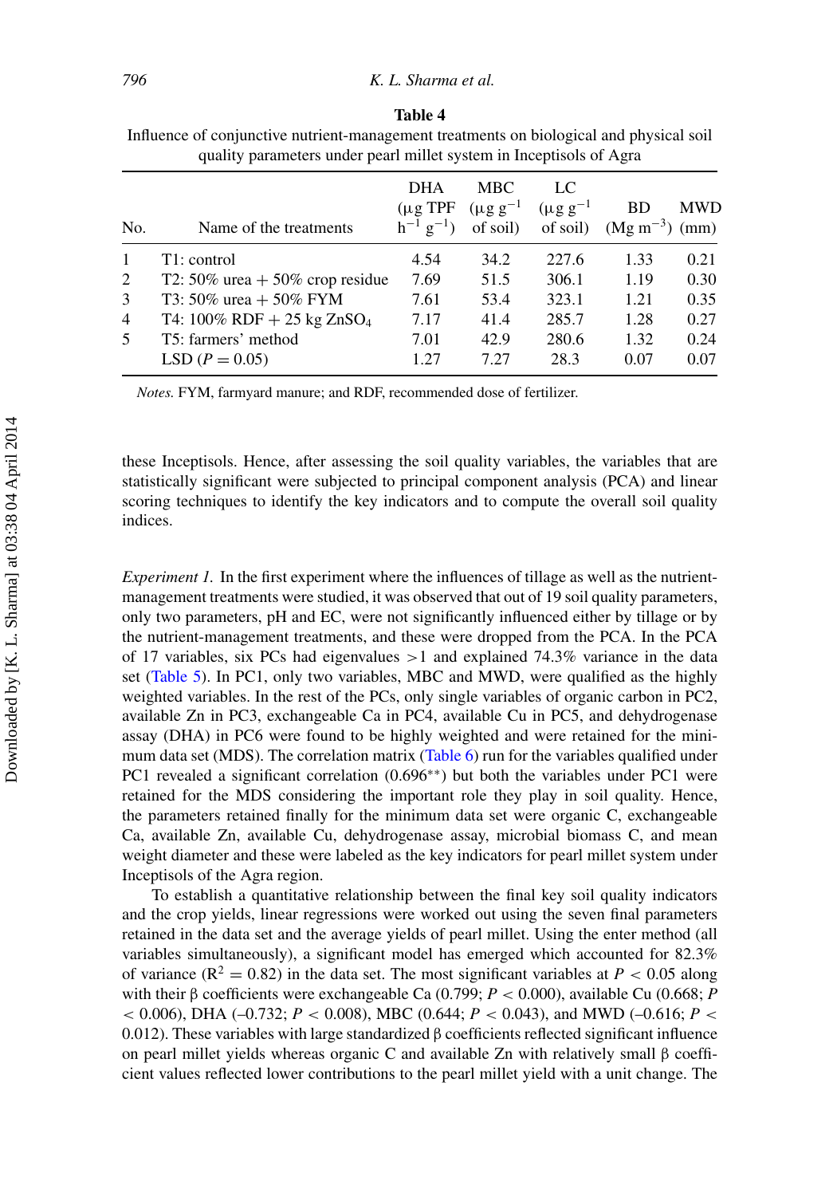**Table 4**

Influence of conjunctive nutrient-management treatments on biological and physical soil quality parameters under pearl millet system in Inceptisols of Agra

| No. | Name of the treatments | DHA (μg TPF $h^{-1}$ $g^{-1}$) | MBC (μg $g^{-1}$ of soil) | LC (μg $g^{-1}$ of soil) | BD (Mg $m^{-3}$) | MWD (mm) |
|---|---|---|---|---|---|---|
| 1 | T1: control | 4.54 | 34.2 | 227.6 | 1.33 | 0.21 |
| 2 | T2: 50% urea + 50% crop residue | 7.69 | 51.5 | 306.1 | 1.19 | 0.30 |
| 3 | T3: 50% urea + 50% FYM | 7.61 | 53.4 | 323.1 | 1.21 | 0.35 |
| 4 | T4: 100% RDF + 25 kg $ZnSO_4$ | 7.17 | 41.4 | 285.7 | 1.28 | 0.27 |
| 5 | T5: farmers' method | 7.01 | 42.9 | 280.6 | 1.32 | 0.24 |
| | LSD ($P = 0.05$) | 1.27 | 7.27 | 28.3 | 0.07 | 0.07 |

*Notes.* FYM, farmyard manure; and RDF, recommended dose of fertilizer.

these Inceptisols. Hence, after assessing the soil quality variables, the variables that are statistically significant were subjected to principal component analysis (PCA) and linear scoring techniques to identify the key indicators and to compute the overall soil quality indices.

*Experiment 1.* In the first experiment where the influences of tillage as well as the nutrient-management treatments were studied, it was observed that out of 19 soil quality parameters, only two parameters, pH and EC, were not significantly influenced either by tillage or by the nutrient-management treatments, and these were dropped from the PCA. In the PCA of 17 variables, six PCs had eigenvalues >1 and explained 74.3% variance in the data set (Table 5). In PC1, only two variables, MBC and MWD, were qualified as the highly weighted variables. In the rest of the PCs, only single variables of organic carbon in PC2, available Zn in PC3, exchangeable Ca in PC4, available Cu in PC5, and dehydrogenase assay (DHA) in PC6 were found to be highly weighted and were retained for the minimum data set (MDS). The correlation matrix (Table 6) run for the variables qualified under PC1 revealed a significant correlation (0.696**) but both the variables under PC1 were retained for the MDS considering the important role they play in soil quality. Hence, the parameters retained finally for the minimum data set were organic C, exchangeable Ca, available Zn, available Cu, dehydrogenase assay, microbial biomass C, and mean weight diameter and these were labeled as the key indicators for pearl millet system under Inceptisols of the Agra region.

To establish a quantitative relationship between the final key soil quality indicators and the crop yields, linear regressions were worked out using the seven final parameters retained in the data set and the average yields of pearl millet. Using the enter method (all variables simultaneously), a significant model has emerged which accounted for 82.3% of variance ($R^2 = 0.82$) in the data set. The most significant variables at $P < 0.05$ along with their β coefficients were exchangeable Ca (0.799; $P < 0.000$), available Cu (0.668; $P < 0.006$), DHA (–0.732; $P < 0.008$), MBC (0.644; $P < 0.043$), and MWD (–0.616; $P < 0.012$). These variables with large standardized β coefficients reflected significant influence on pearl millet yields whereas organic C and available Zn with relatively small β coefficient values reflected lower contributions to the pearl millet yield with a unit change. The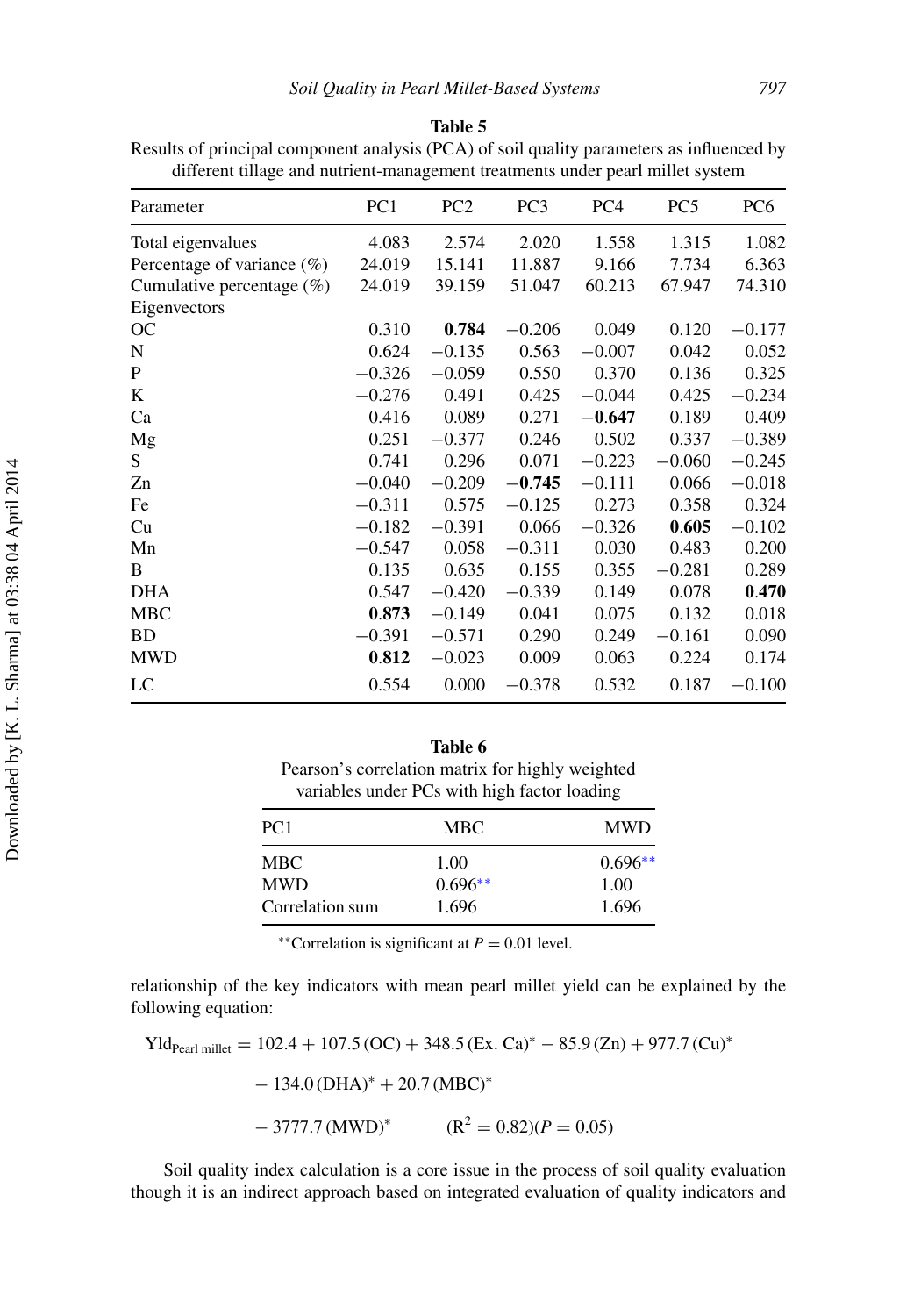**Table 5**

Results of principal component analysis (PCA) of soil quality parameters as influenced by different tillage and nutrient-management treatments under pearl millet system

| Parameter | PC1 | PC2 | PC3 | PC4 | PC5 | PC6 |
|---|---|---|---|---|---|---|
| Total eigenvalues | 4.083 | 2.574 | 2.020 | 1.558 | 1.315 | 1.082 |
| Percentage of variance (%) | 24.019 | 15.141 | 11.887 | 9.166 | 7.734 | 6.363 |
| Cumulative percentage (%) | 24.019 | 39.159 | 51.047 | 60.213 | 67.947 | 74.310 |
| Eigenvectors | | | | | | |
| OC | 0.310 | **0.784** | −0.206 | 0.049 | 0.120 | −0.177 |
| N | 0.624 | −0.135 | 0.563 | −0.007 | 0.042 | 0.052 |
| P | −0.326 | −0.059 | 0.550 | 0.370 | 0.136 | 0.325 |
| K | −0.276 | 0.491 | 0.425 | −0.044 | 0.425 | −0.234 |
| Ca | 0.416 | 0.089 | 0.271 | **−0.647** | 0.189 | 0.409 |
| Mg | 0.251 | −0.377 | 0.246 | 0.502 | 0.337 | −0.389 |
| S | 0.741 | 0.296 | 0.071 | −0.223 | −0.060 | −0.245 |
| Zn | −0.040 | −0.209 | **−0.745** | −0.111 | 0.066 | −0.018 |
| Fe | −0.311 | 0.575 | −0.125 | 0.273 | 0.358 | 0.324 |
| Cu | −0.182 | −0.391 | 0.066 | −0.326 | **0.605** | −0.102 |
| Mn | −0.547 | 0.058 | −0.311 | 0.030 | 0.483 | 0.200 |
| B | 0.135 | 0.635 | 0.155 | 0.355 | −0.281 | 0.289 |
| DHA | 0.547 | −0.420 | −0.339 | 0.149 | 0.078 | **0.470** |
| MBC | **0.873** | −0.149 | 0.041 | 0.075 | 0.132 | 0.018 |
| BD | −0.391 | −0.571 | 0.290 | 0.249 | −0.161 | 0.090 |
| MWD | **0.812** | −0.023 | 0.009 | 0.063 | 0.224 | 0.174 |
| LC | 0.554 | 0.000 | −0.378 | 0.532 | 0.187 | −0.100 |

**Table 6**

Pearson's correlation matrix for highly weighted variables under PCs with high factor loading

| PC1 | MBC | MWD |
|---|---|---|
| MBC | 1.00 | 0.696** |
| MWD | 0.696** | 1.00 |
| Correlation sum | 1.696 | 1.696 |

**Correlation is significant at $P = 0.01$ level.

relationship of the key indicators with mean pearl millet yield can be explained by the following equation:

$$\text{Yld}_{\text{Pearl millet}} = 102.4 + 107.5\,(\text{OC}) + 348.5\,(\text{Ex. Ca})^{*} - 85.9\,(\text{Zn}) + 977.7\,(\text{Cu})^{*} - 134.0\,(\text{DHA})^{*} + 20.7\,(\text{MBC})^{*} - 3777.7\,(\text{MWD})^{*} \qquad (R^2 = 0.82)(P = 0.05)$$

Soil quality index calculation is a core issue in the process of soil quality evaluation though it is an indirect approach based on integrated evaluation of quality indicators and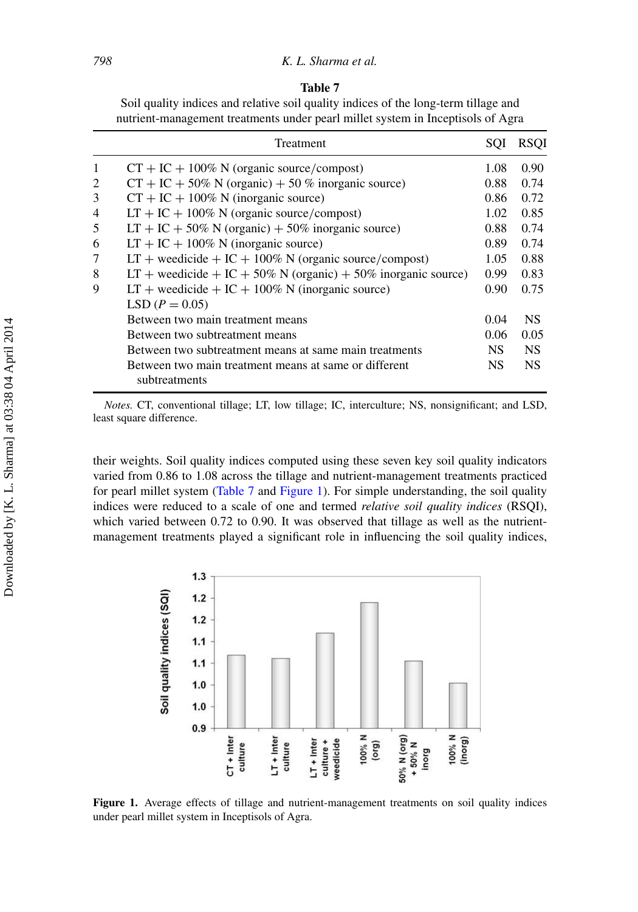**Table 7**
Soil quality indices and relative soil quality indices of the long-term tillage and nutrient-management treatments under pearl millet system in Inceptisols of Agra

| | Treatment | SQI | RSQI |
|---|---|---|---|
| 1 | CT + IC + 100% N (organic source/compost) | 1.08 | 0.90 |
| 2 | CT + IC + 50% N (organic) + 50 % inorganic source) | 0.88 | 0.74 |
| 3 | CT + IC + 100% N (inorganic source) | 0.86 | 0.72 |
| 4 | LT + IC + 100% N (organic source/compost) | 1.02 | 0.85 |
| 5 | LT + IC + 50% N (organic) + 50% inorganic source) | 0.88 | 0.74 |
| 6 | LT + IC + 100% N (inorganic source) | 0.89 | 0.74 |
| 7 | LT + weedicide + IC + 100% N (organic source/compost) | 1.05 | 0.88 |
| 8 | LT + weedicide + IC + 50% N (organic) + 50% inorganic source) | 0.99 | 0.83 |
| 9 | LT + weedicide + IC + 100% N (inorganic source) | 0.90 | 0.75 |
| | LSD ($P = 0.05$) | | |
| | Between two main treatment means | 0.04 | NS |
| | Between two subtreatment means | 0.06 | 0.05 |
| | Between two subtreatment means at same main treatments | NS | NS |
| | Between two main treatment means at same or different subtreatments | NS | NS |

*Notes.* CT, conventional tillage; LT, low tillage; IC, interculture; NS, nonsignificant; and LSD, least square difference.

their weights. Soil quality indices computed using these seven key soil quality indicators varied from 0.86 to 1.08 across the tillage and nutrient-management treatments practiced for pearl millet system (Table 7 and Figure 1). For simple understanding, the soil quality indices were reduced to a scale of one and termed *relative soil quality indices* (RSQI), which varied between 0.72 to 0.90. It was observed that tillage as well as the nutrient-management treatments played a significant role in influencing the soil quality indices,

**Figure 1.** Average effects of tillage and nutrient-management treatments on soil quality indices under pearl millet system in Inceptisols of Agra.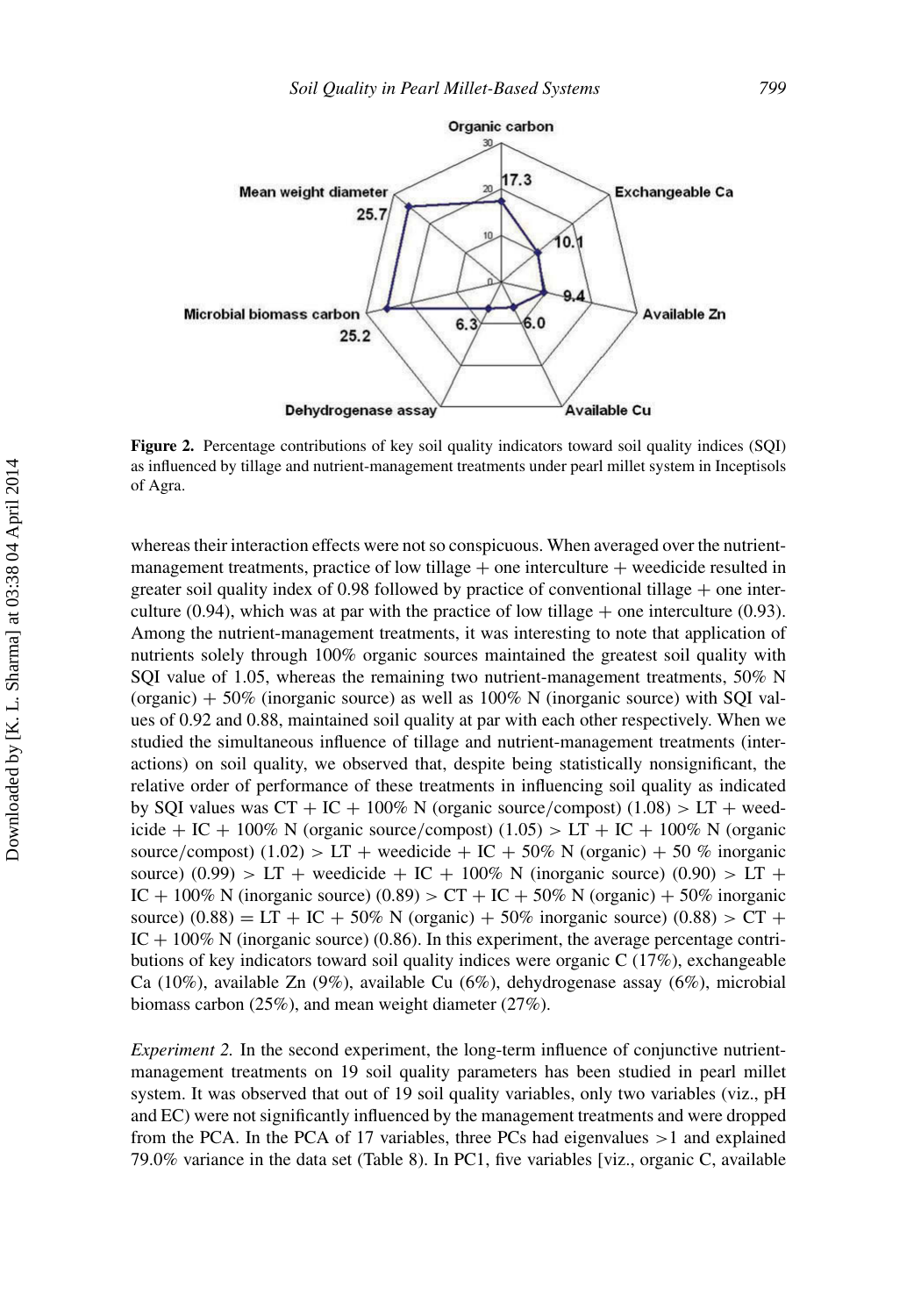**Figure 2.** Percentage contributions of key soil quality indicators toward soil quality indices (SQI) as influenced by tillage and nutrient-management treatments under pearl millet system in Inceptisols of Agra.

whereas their interaction effects were not so conspicuous. When averaged over the nutrient-management treatments, practice of low tillage + one interculture + weedicide resulted in greater soil quality index of 0.98 followed by practice of conventional tillage + one interculture (0.94), which was at par with the practice of low tillage + one interculture (0.93). Among the nutrient-management treatments, it was interesting to note that application of nutrients solely through 100% organic sources maintained the greatest soil quality with SQI value of 1.05, whereas the remaining two nutrient-management treatments, 50% N (organic) + 50% (inorganic source) as well as 100% N (inorganic source) with SQI values of 0.92 and 0.88, maintained soil quality at par with each other respectively. When we studied the simultaneous influence of tillage and nutrient-management treatments (interactions) on soil quality, we observed that, despite being statistically nonsignificant, the relative order of performance of these treatments in influencing soil quality as indicated by SQI values was CT + IC + 100% N (organic source/compost) (1.08) > LT + weedicide + IC + 100% N (organic source/compost) (1.05) > LT + IC + 100% N (organic source/compost) (1.02) > LT + weedicide + IC + 50% N (organic) + 50 % inorganic source) (0.99) > LT + weedicide + IC + 100% N (inorganic source) (0.90) > LT + IC + 100% N (inorganic source) (0.89) > CT + IC + 50% N (organic) + 50% inorganic source) (0.88) = LT + IC + 50% N (organic) + 50% inorganic source) (0.88) > CT + IC + 100% N (inorganic source) (0.86). In this experiment, the average percentage contributions of key indicators toward soil quality indices were organic C (17%), exchangeable Ca (10%), available Zn (9%), available Cu (6%), dehydrogenase assay (6%), microbial biomass carbon (25%), and mean weight diameter (27%).

*Experiment 2.* In the second experiment, the long-term influence of conjunctive nutrient-management treatments on 19 soil quality parameters has been studied in pearl millet system. It was observed that out of 19 soil quality variables, only two variables (viz., pH and EC) were not significantly influenced by the management treatments and were dropped from the PCA. In the PCA of 17 variables, three PCs had eigenvalues >1 and explained 79.0% variance in the data set (Table 8). In PC1, five variables [viz., organic C, available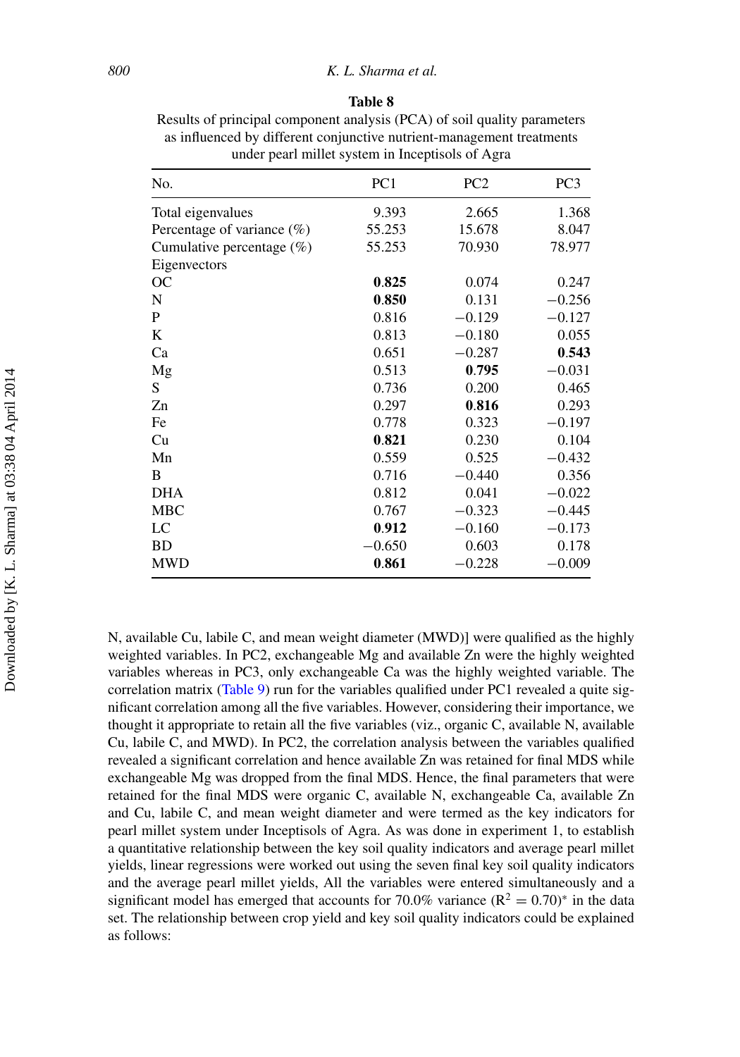**Table 8**

Results of principal component analysis (PCA) of soil quality parameters as influenced by different conjunctive nutrient-management treatments under pearl millet system in Inceptisols of Agra

| No. | PC1 | PC2 | PC3 |
|---|---|---|---|
| Total eigenvalues | 9.393 | 2.665 | 1.368 |
| Percentage of variance (%) | 55.253 | 15.678 | 8.047 |
| Cumulative percentage (%) | 55.253 | 70.930 | 78.977 |
| Eigenvectors | | | |
| OC | **0.825** | 0.074 | 0.247 |
| N | **0.850** | 0.131 | −0.256 |
| P | 0.816 | −0.129 | −0.127 |
| K | 0.813 | −0.180 | 0.055 |
| Ca | 0.651 | −0.287 | **0.543** |
| Mg | 0.513 | **0.795** | −0.031 |
| S | 0.736 | 0.200 | 0.465 |
| Zn | 0.297 | **0.816** | 0.293 |
| Fe | 0.778 | 0.323 | −0.197 |
| Cu | **0.821** | 0.230 | 0.104 |
| Mn | 0.559 | 0.525 | −0.432 |
| B | 0.716 | −0.440 | 0.356 |
| DHA | 0.812 | 0.041 | −0.022 |
| MBC | 0.767 | −0.323 | −0.445 |
| LC | **0.912** | −0.160 | −0.173 |
| BD | −0.650 | 0.603 | 0.178 |
| MWD | **0.861** | −0.228 | −0.009 |

N, available Cu, labile C, and mean weight diameter (MWD)] were qualified as the highly weighted variables. In PC2, exchangeable Mg and available Zn were the highly weighted variables whereas in PC3, only exchangeable Ca was the highly weighted variable. The correlation matrix (Table 9) run for the variables qualified under PC1 revealed a quite significant correlation among all the five variables. However, considering their importance, we thought it appropriate to retain all the five variables (viz., organic C, available N, available Cu, labile C, and MWD). In PC2, the correlation analysis between the variables qualified revealed a significant correlation and hence available Zn was retained for final MDS while exchangeable Mg was dropped from the final MDS. Hence, the final parameters that were retained for the final MDS were organic C, available N, exchangeable Ca, available Zn and Cu, labile C, and mean weight diameter and were termed as the key indicators for pearl millet system under Inceptisols of Agra. As was done in experiment 1, to establish a quantitative relationship between the key soil quality indicators and average pearl millet yields, linear regressions were worked out using the seven final key soil quality indicators and the average pearl millet yields, All the variables were entered simultaneously and a significant model has emerged that accounts for 70.0% variance ($R^2 = 0.70$)* in the data set. The relationship between crop yield and key soil quality indicators could be explained as follows: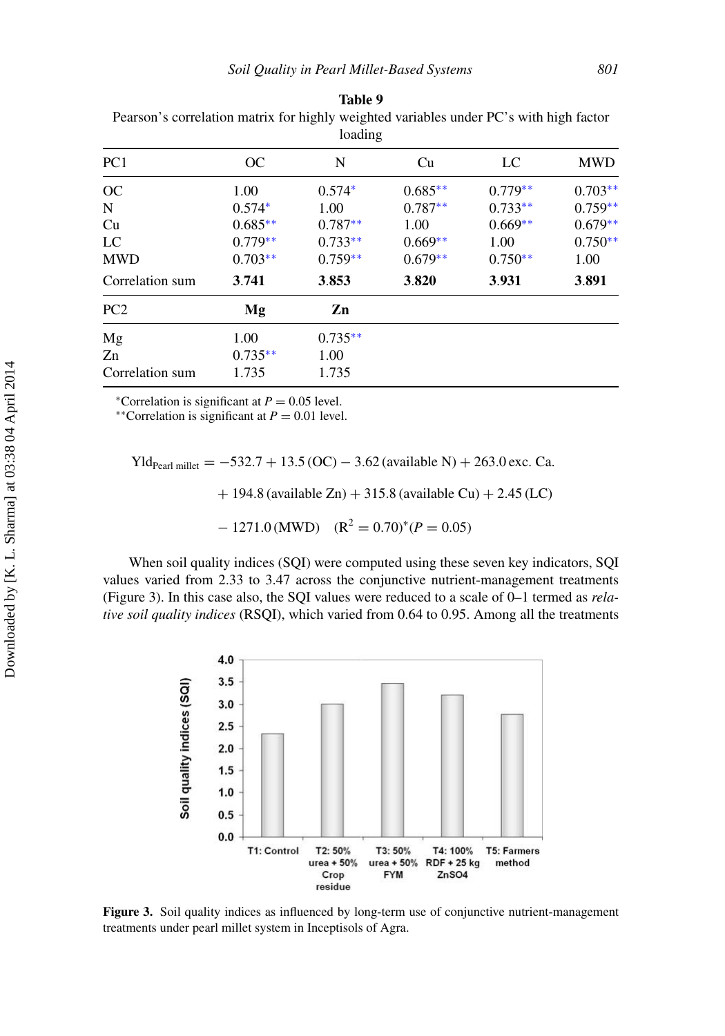**Table 9**

Pearson's correlation matrix for highly weighted variables under PC's with high factor loading

| PC1 | OC | N | Cu | LC | MWD |
|---|---|---|---|---|---|
| OC | 1.00 | 0.574* | 0.685** | 0.779** | 0.703** |
| N | 0.574* | 1.00 | 0.787** | 0.733** | 0.759** |
| Cu | 0.685** | 0.787** | 1.00 | 0.669** | 0.679** |
| LC | 0.779** | 0.733** | 0.669** | 1.00 | 0.750** |
| MWD | 0.703** | 0.759** | 0.679** | 0.750** | 1.00 |
| Correlation sum | **3.741** | **3.853** | **3.820** | **3.931** | **3.891** |
| **PC2** | **Mg** | **Zn** | | | |
| Mg | 1.00 | 0.735** | | | |
| Zn | 0.735** | 1.00 | | | |
| Correlation sum | 1.735 | 1.735 | | | |

*Correlation is significant at $P = 0.05$ level.
**Correlation is significant at $P = 0.01$ level.

$$\text{Yld}_{\text{Pearl millet}} = -532.7 + 13.5\,(\text{OC}) - 3.62\,(\text{available N}) + 263.0\,\text{exc. Ca.} + 194.8\,(\text{available Zn}) + 315.8\,(\text{available Cu}) + 2.45\,(\text{LC}) - 1271.0\,(\text{MWD}) \quad (R^2 = 0.70)^{*}(P = 0.05)$$

When soil quality indices (SQI) were computed using these seven key indicators, SQI values varied from 2.33 to 3.47 across the conjunctive nutrient-management treatments (Figure 3). In this case also, the SQI values were reduced to a scale of 0–1 termed as *relative soil quality indices* (RSQI), which varied from 0.64 to 0.95. Among all the treatments

**Figure 3.** Soil quality indices as influenced by long-term use of conjunctive nutrient-management treatments under pearl millet system in Inceptisols of Agra.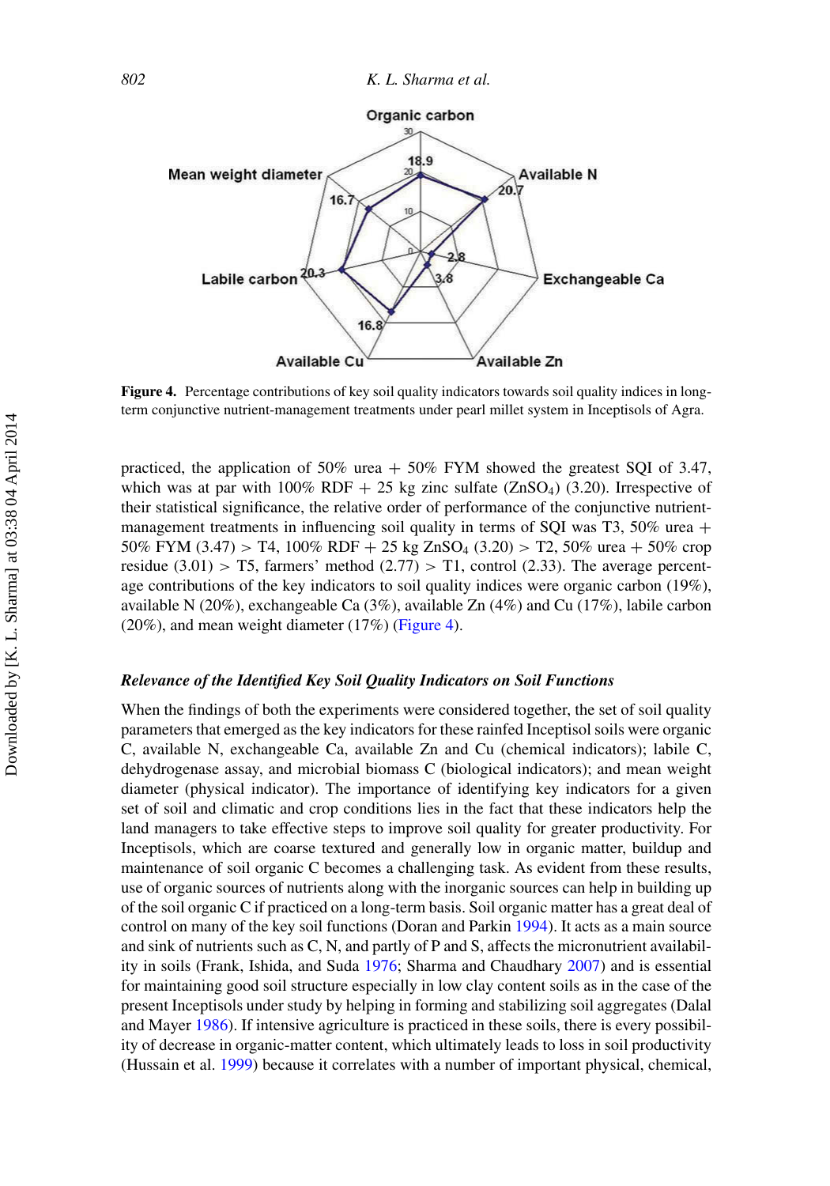**Figure 4.** Percentage contributions of key soil quality indicators towards soil quality indices in long-term conjunctive nutrient-management treatments under pearl millet system in Inceptisols of Agra.

practiced, the application of 50% urea + 50% FYM showed the greatest SQI of 3.47, which was at par with 100% RDF + 25 kg zinc sulfate ($ZnSO_4$) (3.20). Irrespective of their statistical significance, the relative order of performance of the conjunctive nutrient-management treatments in influencing soil quality in terms of SQI was T3, 50% urea + 50% FYM (3.47) > T4, 100% RDF + 25 kg $ZnSO_4$ (3.20) > T2, 50% urea + 50% crop residue (3.01) > T5, farmers' method (2.77) > T1, control (2.33). The average percentage contributions of the key indicators to soil quality indices were organic carbon (19%), available N (20%), exchangeable Ca (3%), available Zn (4%) and Cu (17%), labile carbon (20%), and mean weight diameter (17%) (Figure 4).

### *Relevance of the Identified Key Soil Quality Indicators on Soil Functions*

When the findings of both the experiments were considered together, the set of soil quality parameters that emerged as the key indicators for these rainfed Inceptisol soils were organic C, available N, exchangeable Ca, available Zn and Cu (chemical indicators); labile C, dehydrogenase assay, and microbial biomass C (biological indicators); and mean weight diameter (physical indicator). The importance of identifying key indicators for a given set of soil and climatic and crop conditions lies in the fact that these indicators help the land managers to take effective steps to improve soil quality for greater productivity. For Inceptisols, which are coarse textured and generally low in organic matter, buildup and maintenance of soil organic C becomes a challenging task. As evident from these results, use of organic sources of nutrients along with the inorganic sources can help in building up of the soil organic C if practiced on a long-term basis. Soil organic matter has a great deal of control on many of the key soil functions (Doran and Parkin 1994). It acts as a main source and sink of nutrients such as C, N, and partly of P and S, affects the micronutrient availability in soils (Frank, Ishida, and Suda 1976; Sharma and Chaudhary 2007) and is essential for maintaining good soil structure especially in low clay content soils as in the case of the present Inceptisols under study by helping in forming and stabilizing soil aggregates (Dalal and Mayer 1986). If intensive agriculture is practiced in these soils, there is every possibility of decrease in organic-matter content, which ultimately leads to loss in soil productivity (Hussain et al. 1999) because it correlates with a number of important physical, chemical,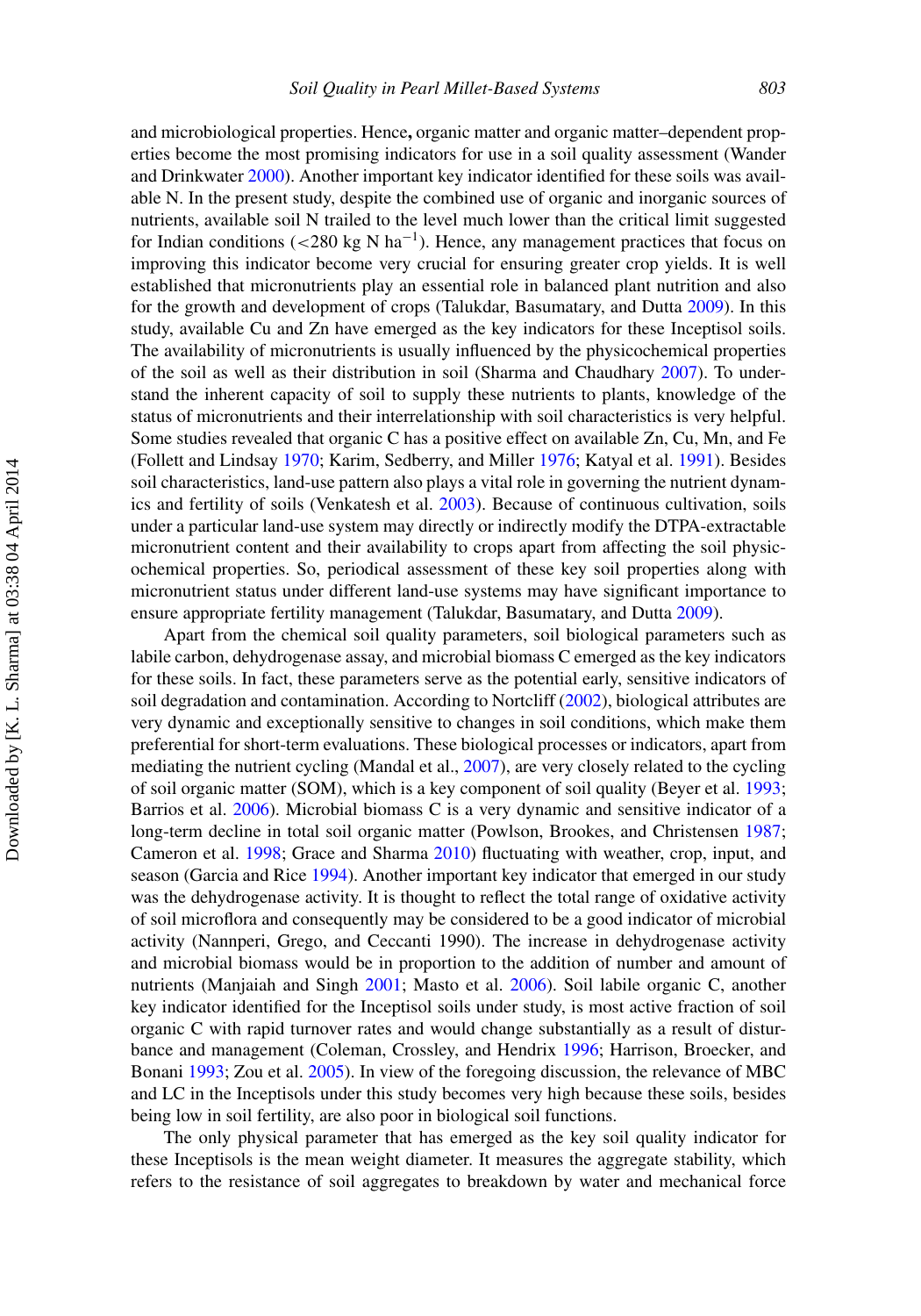and microbiological properties. Hence**,** organic matter and organic matter–dependent properties become the most promising indicators for use in a soil quality assessment (Wander and Drinkwater 2000). Another important key indicator identified for these soils was available N. In the present study, despite the combined use of organic and inorganic sources of nutrients, available soil N trailed to the level much lower than the critical limit suggested for Indian conditions ($<280$ kg N ha$^{-1}$). Hence, any management practices that focus on improving this indicator become very crucial for ensuring greater crop yields. It is well established that micronutrients play an essential role in balanced plant nutrition and also for the growth and development of crops (Talukdar, Basumatary, and Dutta 2009). In this study, available Cu and Zn have emerged as the key indicators for these Inceptisol soils. The availability of micronutrients is usually influenced by the physicochemical properties of the soil as well as their distribution in soil (Sharma and Chaudhary 2007). To understand the inherent capacity of soil to supply these nutrients to plants, knowledge of the status of micronutrients and their interrelationship with soil characteristics is very helpful. Some studies revealed that organic C has a positive effect on available Zn, Cu, Mn, and Fe (Follett and Lindsay 1970; Karim, Sedberry, and Miller 1976; Katyal et al. 1991). Besides soil characteristics, land-use pattern also plays a vital role in governing the nutrient dynamics and fertility of soils (Venkatesh et al. 2003). Because of continuous cultivation, soils under a particular land-use system may directly or indirectly modify the DTPA-extractable micronutrient content and their availability to crops apart from affecting the soil physicochemical properties. So, periodical assessment of these key soil properties along with micronutrient status under different land-use systems may have significant importance to ensure appropriate fertility management (Talukdar, Basumatary, and Dutta 2009).

Apart from the chemical soil quality parameters, soil biological parameters such as labile carbon, dehydrogenase assay, and microbial biomass C emerged as the key indicators for these soils. In fact, these parameters serve as the potential early, sensitive indicators of soil degradation and contamination. According to Nortcliff (2002), biological attributes are very dynamic and exceptionally sensitive to changes in soil conditions, which make them preferential for short-term evaluations. These biological processes or indicators, apart from mediating the nutrient cycling (Mandal et al., 2007), are very closely related to the cycling of soil organic matter (SOM), which is a key component of soil quality (Beyer et al. 1993; Barrios et al. 2006). Microbial biomass C is a very dynamic and sensitive indicator of a long-term decline in total soil organic matter (Powlson, Brookes, and Christensen 1987; Cameron et al. 1998; Grace and Sharma 2010) fluctuating with weather, crop, input, and season (Garcia and Rice 1994). Another important key indicator that emerged in our study was the dehydrogenase activity. It is thought to reflect the total range of oxidative activity of soil microflora and consequently may be considered to be a good indicator of microbial activity (Nannperi, Grego, and Ceccanti 1990). The increase in dehydrogenase activity and microbial biomass would be in proportion to the addition of number and amount of nutrients (Manjaiah and Singh 2001; Masto et al. 2006). Soil labile organic C, another key indicator identified for the Inceptisol soils under study, is most active fraction of soil organic C with rapid turnover rates and would change substantially as a result of disturbance and management (Coleman, Crossley, and Hendrix 1996; Harrison, Broecker, and Bonani 1993; Zou et al. 2005). In view of the foregoing discussion, the relevance of MBC and LC in the Inceptisols under this study becomes very high because these soils, besides being low in soil fertility, are also poor in biological soil functions.

The only physical parameter that has emerged as the key soil quality indicator for these Inceptisols is the mean weight diameter. It measures the aggregate stability, which refers to the resistance of soil aggregates to breakdown by water and mechanical force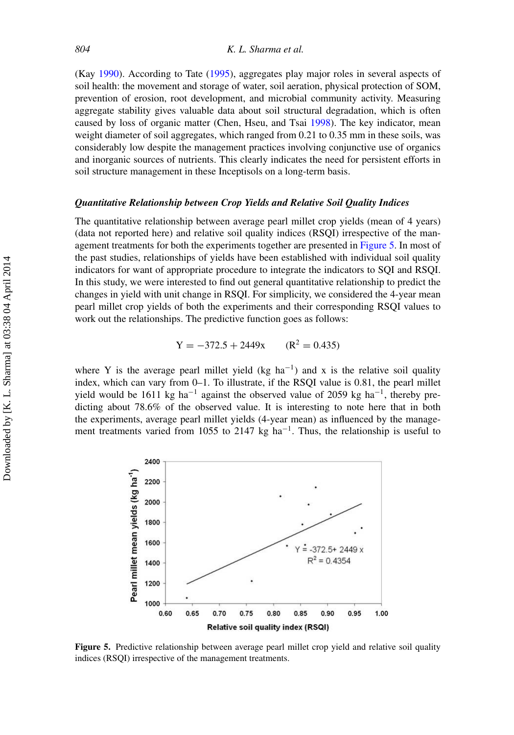(Kay 1990). According to Tate (1995), aggregates play major roles in several aspects of soil health: the movement and storage of water, soil aeration, physical protection of SOM, prevention of erosion, root development, and microbial community activity. Measuring aggregate stability gives valuable data about soil structural degradation, which is often caused by loss of organic matter (Chen, Hseu, and Tsai 1998). The key indicator, mean weight diameter of soil aggregates, which ranged from 0.21 to 0.35 mm in these soils, was considerably low despite the management practices involving conjunctive use of organics and inorganic sources of nutrients. This clearly indicates the need for persistent efforts in soil structure management in these Inceptisols on a long-term basis.

### *Quantitative Relationship between Crop Yields and Relative Soil Quality Indices*

The quantitative relationship between average pearl millet crop yields (mean of 4 years) (data not reported here) and relative soil quality indices (RSQI) irrespective of the management treatments for both the experiments together are presented in Figure 5. In most of the past studies, relationships of yields have been established with individual soil quality indicators for want of appropriate procedure to integrate the indicators to SQI and RSQI. In this study, we were interested to find out general quantitative relationship to predict the changes in yield with unit change in RSQI. For simplicity, we considered the 4-year mean pearl millet crop yields of both the experiments and their corresponding RSQI values to work out the relationships. The predictive function goes as follows:

$$Y = -372.5 + 2449x \qquad (R^2 = 0.435)$$

where Y is the average pearl millet yield (kg $ha^{-1}$) and x is the relative soil quality index, which can vary from 0–1. To illustrate, if the RSQI value is 0.81, the pearl millet yield would be 1611 kg $ha^{-1}$ against the observed value of 2059 kg $ha^{-1}$, thereby predicting about 78.6% of the observed value. It is interesting to note here that in both the experiments, average pearl millet yields (4-year mean) as influenced by the management treatments varied from 1055 to 2147 kg $ha^{-1}$. Thus, the relationship is useful to

**Figure 5.** Predictive relationship between average pearl millet crop yield and relative soil quality indices (RSQI) irrespective of the management treatments.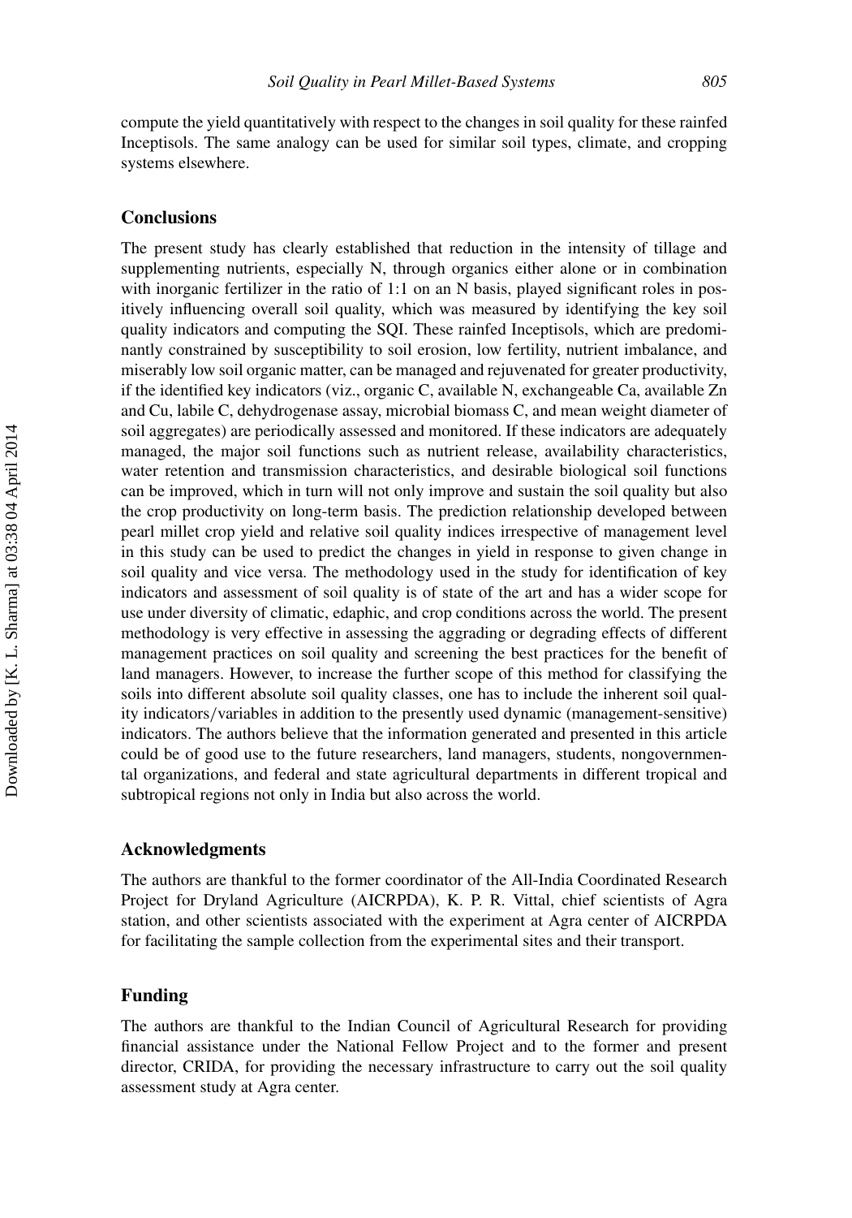compute the yield quantitatively with respect to the changes in soil quality for these rainfed Inceptisols. The same analogy can be used for similar soil types, climate, and cropping systems elsewhere.

## Conclusions

The present study has clearly established that reduction in the intensity of tillage and supplementing nutrients, especially N, through organics either alone or in combination with inorganic fertilizer in the ratio of 1:1 on an N basis, played significant roles in positively influencing overall soil quality, which was measured by identifying the key soil quality indicators and computing the SQI. These rainfed Inceptisols, which are predominantly constrained by susceptibility to soil erosion, low fertility, nutrient imbalance, and miserably low soil organic matter, can be managed and rejuvenated for greater productivity, if the identified key indicators (viz., organic C, available N, exchangeable Ca, available Zn and Cu, labile C, dehydrogenase assay, microbial biomass C, and mean weight diameter of soil aggregates) are periodically assessed and monitored. If these indicators are adequately managed, the major soil functions such as nutrient release, availability characteristics, water retention and transmission characteristics, and desirable biological soil functions can be improved, which in turn will not only improve and sustain the soil quality but also the crop productivity on long-term basis. The prediction relationship developed between pearl millet crop yield and relative soil quality indices irrespective of management level in this study can be used to predict the changes in yield in response to given change in soil quality and vice versa. The methodology used in the study for identification of key indicators and assessment of soil quality is of state of the art and has a wider scope for use under diversity of climatic, edaphic, and crop conditions across the world. The present methodology is very effective in assessing the aggrading or degrading effects of different management practices on soil quality and screening the best practices for the benefit of land managers. However, to increase the further scope of this method for classifying the soils into different absolute soil quality classes, one has to include the inherent soil quality indicators/variables in addition to the presently used dynamic (management-sensitive) indicators. The authors believe that the information generated and presented in this article could be of good use to the future researchers, land managers, students, nongovernmental organizations, and federal and state agricultural departments in different tropical and subtropical regions not only in India but also across the world.

## Acknowledgments

The authors are thankful to the former coordinator of the All-India Coordinated Research Project for Dryland Agriculture (AICRPDA), K. P. R. Vittal, chief scientists of Agra station, and other scientists associated with the experiment at Agra center of AICRPDA for facilitating the sample collection from the experimental sites and their transport.

## Funding

The authors are thankful to the Indian Council of Agricultural Research for providing financial assistance under the National Fellow Project and to the former and present director, CRIDA, for providing the necessary infrastructure to carry out the soil quality assessment study at Agra center.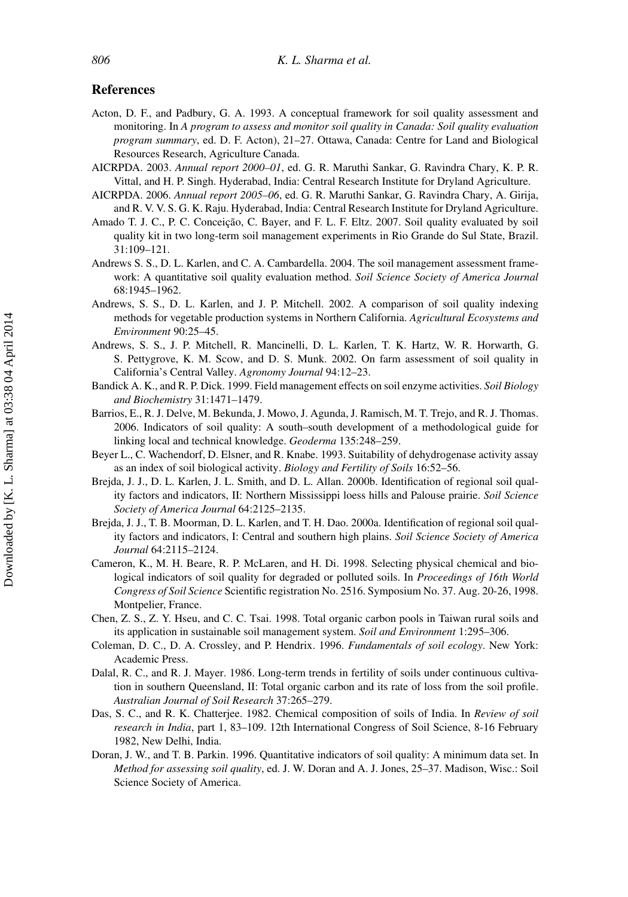## References

Acton, D. F., and Padbury, G. A. 1993. A conceptual framework for soil quality assessment and monitoring. In *A program to assess and monitor soil quality in Canada: Soil quality evaluation program summary*, ed. D. F. Acton), 21–27. Ottawa, Canada: Centre for Land and Biological Resources Research, Agriculture Canada.

AICRPDA. 2003. *Annual report 2000–01*, ed. G. R. Maruthi Sankar, G. Ravindra Chary, K. P. R. Vittal, and H. P. Singh. Hyderabad, India: Central Research Institute for Dryland Agriculture.

AICRPDA. 2006. *Annual report 2005–06*, ed. G. R. Maruthi Sankar, G. Ravindra Chary, A. Girija, and R. V. V. S. G. K. Raju. Hyderabad, India: Central Research Institute for Dryland Agriculture.

Amado T. J. C., P. C. Conceição, C. Bayer, and F. L. F. Eltz. 2007. Soil quality evaluated by soil quality kit in two long-term soil management experiments in Rio Grande do Sul State, Brazil. 31:109–121.

Andrews S. S., D. L. Karlen, and C. A. Cambardella. 2004. The soil management assessment framework: A quantitative soil quality evaluation method. *Soil Science Society of America Journal* 68:1945–1962.

Andrews, S. S., D. L. Karlen, and J. P. Mitchell. 2002. A comparison of soil quality indexing methods for vegetable production systems in Northern California. *Agricultural Ecosystems and Environment* 90:25–45.

Andrews, S. S., J. P. Mitchell, R. Mancinelli, D. L. Karlen, T. K. Hartz, W. R. Horwarth, G. S. Pettygrove, K. M. Scow, and D. S. Munk. 2002. On farm assessment of soil quality in California's Central Valley. *Agronomy Journal* 94:12–23.

Bandick A. K., and R. P. Dick. 1999. Field management effects on soil enzyme activities. *Soil Biology and Biochemistry* 31:1471–1479.

Barrios, E., R. J. Delve, M. Bekunda, J. Mowo, J. Agunda, J. Ramisch, M. T. Trejo, and R. J. Thomas. 2006. Indicators of soil quality: A south–south development of a methodological guide for linking local and technical knowledge. *Geoderma* 135:248–259.

Beyer L., C. Wachendorf, D. Elsner, and R. Knabe. 1993. Suitability of dehydrogenase activity assay as an index of soil biological activity. *Biology and Fertility of Soils* 16:52–56.

Brejda, J. J., D. L. Karlen, J. L. Smith, and D. L. Allan. 2000b. Identification of regional soil quality factors and indicators, II: Northern Mississippi loess hills and Palouse prairie. *Soil Science Society of America Journal* 64:2125–2135.

Brejda, J. J., T. B. Moorman, D. L. Karlen, and T. H. Dao. 2000a. Identification of regional soil quality factors and indicators, I: Central and southern high plains. *Soil Science Society of America Journal* 64:2115–2124.

Cameron, K., M. H. Beare, R. P. McLaren, and H. Di. 1998. Selecting physical chemical and biological indicators of soil quality for degraded or polluted soils. In *Proceedings of 16th World Congress of Soil Science* Scientific registration No. 2516. Symposium No. 37. Aug. 20-26, 1998. Montpelier, France.

Chen, Z. S., Z. Y. Hseu, and C. C. Tsai. 1998. Total organic carbon pools in Taiwan rural soils and its application in sustainable soil management system. *Soil and Environment* 1:295–306.

Coleman, D. C., D. A. Crossley, and P. Hendrix. 1996. *Fundamentals of soil ecology*. New York: Academic Press.

Dalal, R. C., and R. J. Mayer. 1986. Long-term trends in fertility of soils under continuous cultivation in southern Queensland, II: Total organic carbon and its rate of loss from the soil profile. *Australian Journal of Soil Research* 37:265–279.

Das, S. C., and R. K. Chatterjee. 1982. Chemical composition of soils of India. In *Review of soil research in India*, part 1, 83–109. 12th International Congress of Soil Science, 8-16 February 1982, New Delhi, India.

Doran, J. W., and T. B. Parkin. 1996. Quantitative indicators of soil quality: A minimum data set. In *Method for assessing soil quality*, ed. J. W. Doran and A. J. Jones, 25–37. Madison, Wisc.: Soil Science Society of America.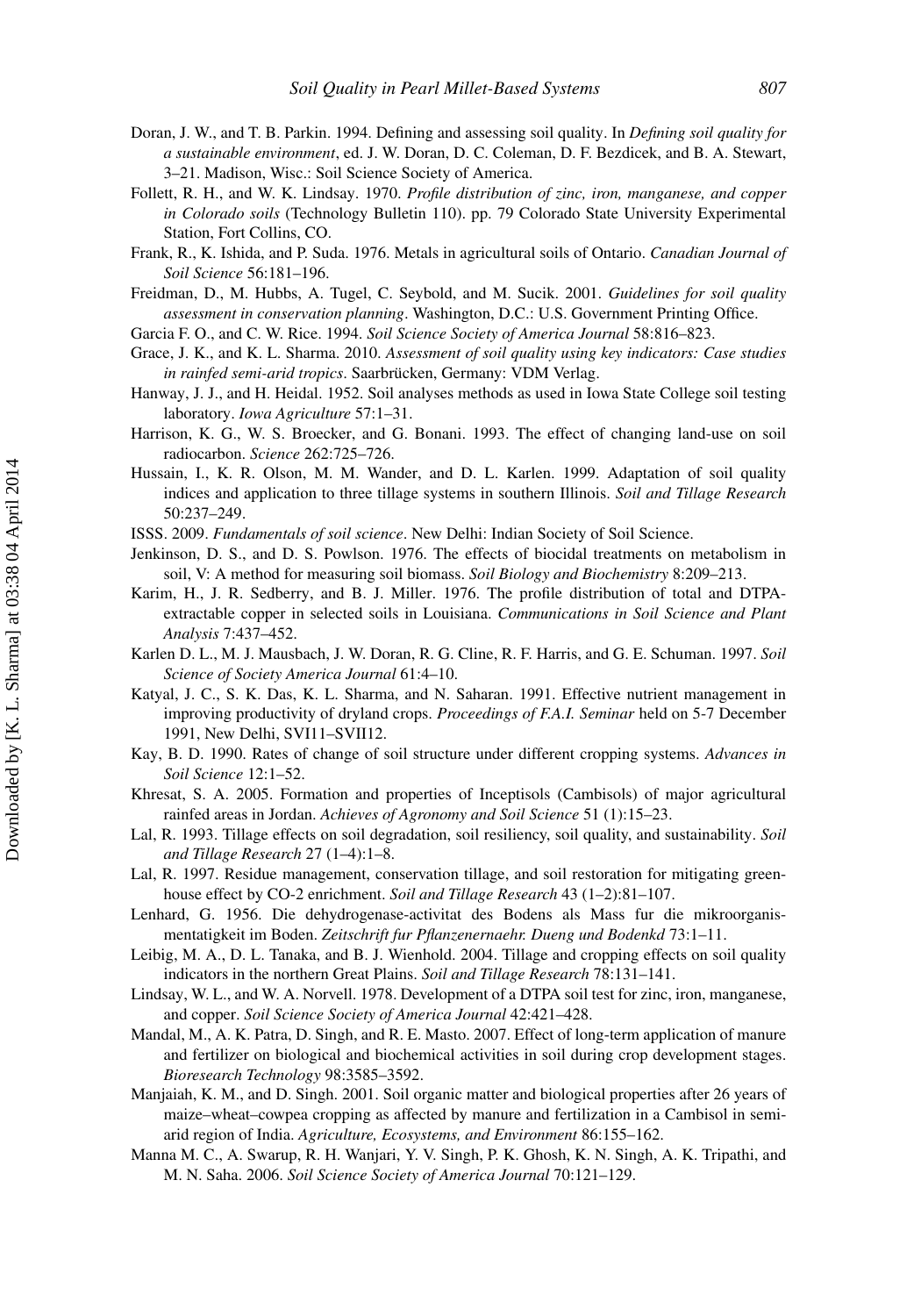Doran, J. W., and T. B. Parkin. 1994. Defining and assessing soil quality. In *Defining soil quality for a sustainable environment*, ed. J. W. Doran, D. C. Coleman, D. F. Bezdicek, and B. A. Stewart, 3–21. Madison, Wisc.: Soil Science Society of America.

Follett, R. H., and W. K. Lindsay. 1970. *Profile distribution of zinc, iron, manganese, and copper in Colorado soils* (Technology Bulletin 110). pp. 79 Colorado State University Experimental Station, Fort Collins, CO.

Frank, R., K. Ishida, and P. Suda. 1976. Metals in agricultural soils of Ontario. *Canadian Journal of Soil Science* 56:181–196.

Freidman, D., M. Hubbs, A. Tugel, C. Seybold, and M. Sucik. 2001. *Guidelines for soil quality assessment in conservation planning*. Washington, D.C.: U.S. Government Printing Office.

Garcia F. O., and C. W. Rice. 1994. *Soil Science Society of America Journal* 58:816–823.

Grace, J. K., and K. L. Sharma. 2010. *Assessment of soil quality using key indicators: Case studies in rainfed semi-arid tropics*. Saarbrücken, Germany: VDM Verlag.

Hanway, J. J., and H. Heidal. 1952. Soil analyses methods as used in Iowa State College soil testing laboratory. *Iowa Agriculture* 57:1–31.

Harrison, K. G., W. S. Broecker, and G. Bonani. 1993. The effect of changing land-use on soil radiocarbon. *Science* 262:725–726.

Hussain, I., K. R. Olson, M. M. Wander, and D. L. Karlen. 1999. Adaptation of soil quality indices and application to three tillage systems in southern Illinois. *Soil and Tillage Research* 50:237–249.

ISSS. 2009. *Fundamentals of soil science*. New Delhi: Indian Society of Soil Science.

Jenkinson, D. S., and D. S. Powlson. 1976. The effects of biocidal treatments on metabolism in soil, V: A method for measuring soil biomass. *Soil Biology and Biochemistry* 8:209–213.

Karim, H., J. R. Sedberry, and B. J. Miller. 1976. The profile distribution of total and DTPA-extractable copper in selected soils in Louisiana. *Communications in Soil Science and Plant Analysis* 7:437–452.

Karlen D. L., M. J. Mausbach, J. W. Doran, R. G. Cline, R. F. Harris, and G. E. Schuman. 1997. *Soil Science of Society America Journal* 61:4–10.

Katyal, J. C., S. K. Das, K. L. Sharma, and N. Saharan. 1991. Effective nutrient management in improving productivity of dryland crops. *Proceedings of F.A.I. Seminar* held on 5-7 December 1991, New Delhi, SVI11–SVII12.

Kay, B. D. 1990. Rates of change of soil structure under different cropping systems. *Advances in Soil Science* 12:1–52.

Khresat, S. A. 2005. Formation and properties of Inceptisols (Cambisols) of major agricultural rainfed areas in Jordan. *Achieves of Agronomy and Soil Science* 51 (1):15–23.

Lal, R. 1993. Tillage effects on soil degradation, soil resiliency, soil quality, and sustainability. *Soil and Tillage Research* 27 (1–4):1–8.

Lal, R. 1997. Residue management, conservation tillage, and soil restoration for mitigating greenhouse effect by CO-2 enrichment. *Soil and Tillage Research* 43 (1–2):81–107.

Lenhard, G. 1956. Die dehydrogenase-activitat des Bodens als Mass fur die mikroorganismentatigkeit im Boden. *Zeitschrift fur Pflanzenernaehr. Dueng und Bodenkd* 73:1–11.

Leibig, M. A., D. L. Tanaka, and B. J. Wienhold. 2004. Tillage and cropping effects on soil quality indicators in the northern Great Plains. *Soil and Tillage Research* 78:131–141.

Lindsay, W. L., and W. A. Norvell. 1978. Development of a DTPA soil test for zinc, iron, manganese, and copper. *Soil Science Society of America Journal* 42:421–428.

Mandal, M., A. K. Patra, D. Singh, and R. E. Masto. 2007. Effect of long-term application of manure and fertilizer on biological and biochemical activities in soil during crop development stages. *Bioresearch Technology* 98:3585–3592.

Manjaiah, K. M., and D. Singh. 2001. Soil organic matter and biological properties after 26 years of maize–wheat–cowpea cropping as affected by manure and fertilization in a Cambisol in semi-arid region of India. *Agriculture, Ecosystems, and Environment* 86:155–162.

Manna M. C., A. Swarup, R. H. Wanjari, Y. V. Singh, P. K. Ghosh, K. N. Singh, A. K. Tripathi, and M. N. Saha. 2006. *Soil Science Society of America Journal* 70:121–129.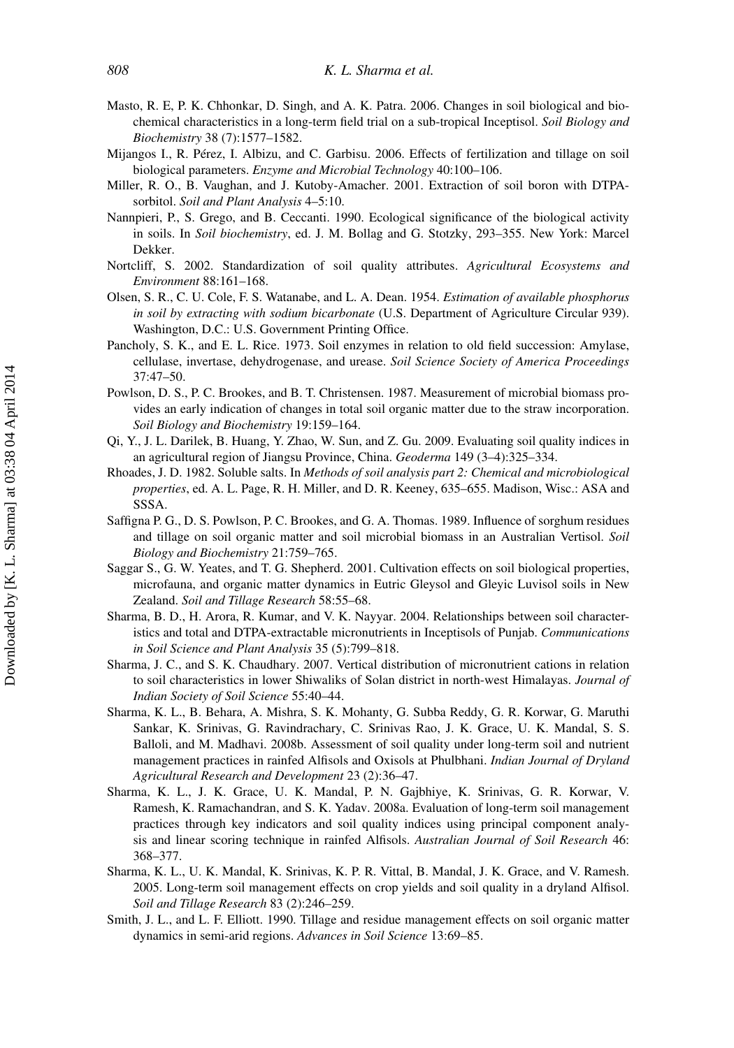Masto, R. E, P. K. Chhonkar, D. Singh, and A. K. Patra. 2006. Changes in soil biological and biochemical characteristics in a long-term field trial on a sub-tropical Inceptisol. *Soil Biology and Biochemistry* 38 (7):1577–1582.

Mijangos I., R. Pérez, I. Albizu, and C. Garbisu. 2006. Effects of fertilization and tillage on soil biological parameters. *Enzyme and Microbial Technology* 40:100–106.

Miller, R. O., B. Vaughan, and J. Kutoby-Amacher. 2001. Extraction of soil boron with DTPA-sorbitol. *Soil and Plant Analysis* 4–5:10.

Nannpieri, P., S. Grego, and B. Ceccanti. 1990. Ecological significance of the biological activity in soils. In *Soil biochemistry*, ed. J. M. Bollag and G. Stotzky, 293–355. New York: Marcel Dekker.

Nortcliff, S. 2002. Standardization of soil quality attributes. *Agricultural Ecosystems and Environment* 88:161–168.

Olsen, S. R., C. U. Cole, F. S. Watanabe, and L. A. Dean. 1954. *Estimation of available phosphorus in soil by extracting with sodium bicarbonate* (U.S. Department of Agriculture Circular 939). Washington, D.C.: U.S. Government Printing Office.

Pancholy, S. K., and E. L. Rice. 1973. Soil enzymes in relation to old field succession: Amylase, cellulase, invertase, dehydrogenase, and urease. *Soil Science Society of America Proceedings* 37:47–50.

Powlson, D. S., P. C. Brookes, and B. T. Christensen. 1987. Measurement of microbial biomass provides an early indication of changes in total soil organic matter due to the straw incorporation. *Soil Biology and Biochemistry* 19:159–164.

Qi, Y., J. L. Darilek, B. Huang, Y. Zhao, W. Sun, and Z. Gu. 2009. Evaluating soil quality indices in an agricultural region of Jiangsu Province, China. *Geoderma* 149 (3–4):325–334.

Rhoades, J. D. 1982. Soluble salts. In *Methods of soil analysis part 2: Chemical and microbiological properties*, ed. A. L. Page, R. H. Miller, and D. R. Keeney, 635–655. Madison, Wisc.: ASA and SSSA.

Saffigna P. G., D. S. Powlson, P. C. Brookes, and G. A. Thomas. 1989. Influence of sorghum residues and tillage on soil organic matter and soil microbial biomass in an Australian Vertisol. *Soil Biology and Biochemistry* 21:759–765.

Saggar S., G. W. Yeates, and T. G. Shepherd. 2001. Cultivation effects on soil biological properties, microfauna, and organic matter dynamics in Eutric Gleysol and Gleyic Luvisol soils in New Zealand. *Soil and Tillage Research* 58:55–68.

Sharma, B. D., H. Arora, R. Kumar, and V. K. Nayyar. 2004. Relationships between soil characteristics and total and DTPA-extractable micronutrients in Inceptisols of Punjab. *Communications in Soil Science and Plant Analysis* 35 (5):799–818.

Sharma, J. C., and S. K. Chaudhary. 2007. Vertical distribution of micronutrient cations in relation to soil characteristics in lower Shiwaliks of Solan district in north-west Himalayas. *Journal of Indian Society of Soil Science* 55:40–44.

Sharma, K. L., B. Behara, A. Mishra, S. K. Mohanty, G. Subba Reddy, G. R. Korwar, G. Maruthi Sankar, K. Srinivas, G. Ravindrachary, C. Srinivas Rao, J. K. Grace, U. K. Mandal, S. S. Balloli, and M. Madhavi. 2008b. Assessment of soil quality under long-term soil and nutrient management practices in rainfed Alfisols and Oxisols at Phulbhani. *Indian Journal of Dryland Agricultural Research and Development* 23 (2):36–47.

Sharma, K. L., J. K. Grace, U. K. Mandal, P. N. Gajbhiye, K. Srinivas, G. R. Korwar, V. Ramesh, K. Ramachandran, and S. K. Yadav. 2008a. Evaluation of long-term soil management practices through key indicators and soil quality indices using principal component analysis and linear scoring technique in rainfed Alfisols. *Australian Journal of Soil Research* 46: 368–377.

Sharma, K. L., U. K. Mandal, K. Srinivas, K. P. R. Vittal, B. Mandal, J. K. Grace, and V. Ramesh. 2005. Long-term soil management effects on crop yields and soil quality in a dryland Alfisol. *Soil and Tillage Research* 83 (2):246–259.

Smith, J. L., and L. F. Elliott. 1990. Tillage and residue management effects on soil organic matter dynamics in semi-arid regions. *Advances in Soil Science* 13:69–85.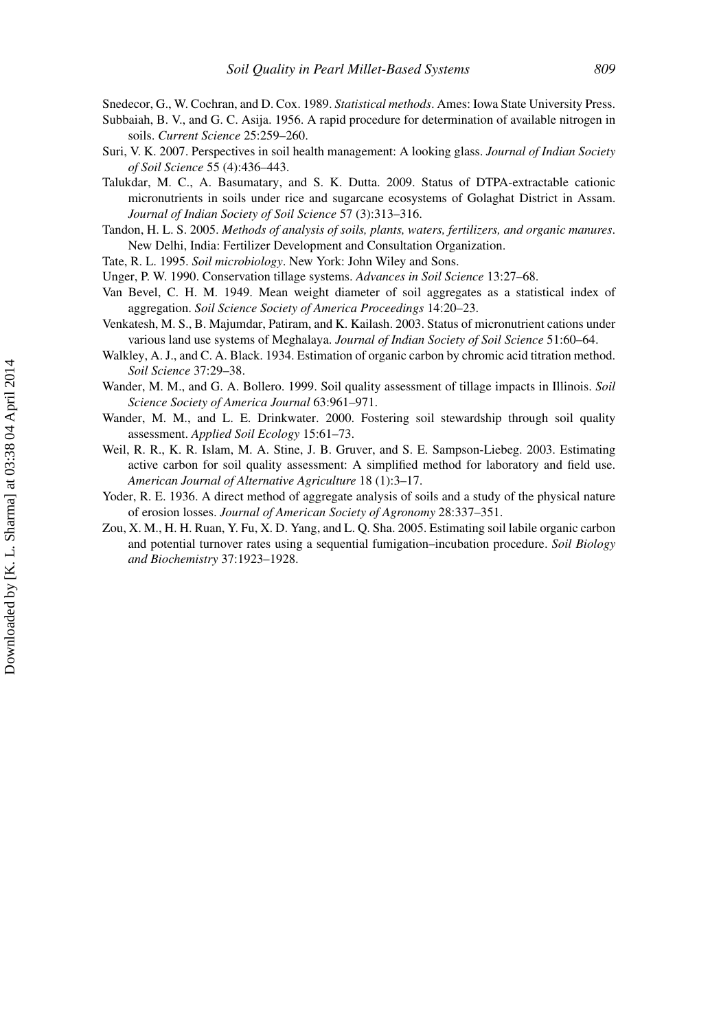Snedecor, G., W. Cochran, and D. Cox. 1989. *Statistical methods*. Ames: Iowa State University Press.

Subbaiah, B. V., and G. C. Asija. 1956. A rapid procedure for determination of available nitrogen in soils. *Current Science* 25:259–260.

Suri, V. K. 2007. Perspectives in soil health management: A looking glass. *Journal of Indian Society of Soil Science* 55 (4):436–443.

Talukdar, M. C., A. Basumatary, and S. K. Dutta. 2009. Status of DTPA-extractable cationic micronutrients in soils under rice and sugarcane ecosystems of Golaghat District in Assam. *Journal of Indian Society of Soil Science* 57 (3):313–316.

Tandon, H. L. S. 2005. *Methods of analysis of soils, plants, waters, fertilizers, and organic manures*. New Delhi, India: Fertilizer Development and Consultation Organization.

Tate, R. L. 1995. *Soil microbiology*. New York: John Wiley and Sons.

Unger, P. W. 1990. Conservation tillage systems. *Advances in Soil Science* 13:27–68.

Van Bevel, C. H. M. 1949. Mean weight diameter of soil aggregates as a statistical index of aggregation. *Soil Science Society of America Proceedings* 14:20–23.

Venkatesh, M. S., B. Majumdar, Patiram, and K. Kailash. 2003. Status of micronutrient cations under various land use systems of Meghalaya. *Journal of Indian Society of Soil Science* 51:60–64.

Walkley, A. J., and C. A. Black. 1934. Estimation of organic carbon by chromic acid titration method. *Soil Science* 37:29–38.

Wander, M. M., and G. A. Bollero. 1999. Soil quality assessment of tillage impacts in Illinois. *Soil Science Society of America Journal* 63:961–971.

Wander, M. M., and L. E. Drinkwater. 2000. Fostering soil stewardship through soil quality assessment. *Applied Soil Ecology* 15:61–73.

Weil, R. R., K. R. Islam, M. A. Stine, J. B. Gruver, and S. E. Sampson-Liebeg. 2003. Estimating active carbon for soil quality assessment: A simplified method for laboratory and field use. *American Journal of Alternative Agriculture* 18 (1):3–17.

Yoder, R. E. 1936. A direct method of aggregate analysis of soils and a study of the physical nature of erosion losses. *Journal of American Society of Agronomy* 28:337–351.

Zou, X. M., H. H. Ruan, Y. Fu, X. D. Yang, and L. Q. Sha. 2005. Estimating soil labile organic carbon and potential turnover rates using a sequential fumigation–incubation procedure. *Soil Biology and Biochemistry* 37:1923–1928.